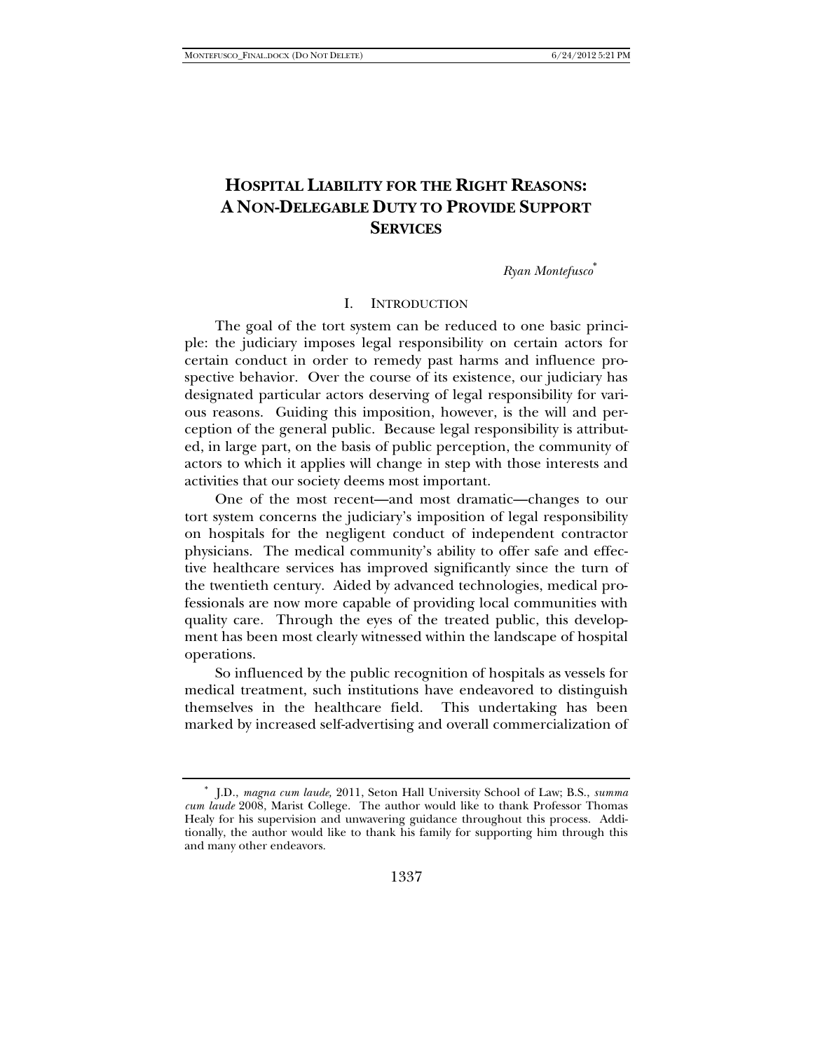# HOSPITAL LIABILITY FOR THE RIGHT REASONS: A NON-DELEGABLE DUTY TO PROVIDE SUPPORT SERVICES

*Ryan Montefusco*[*]

## I. INTRODUCTION

The goal of the tort system can be reduced to one basic principle: the judiciary imposes legal responsibility on certain actors for certain conduct in order to remedy past harms and influence prospective behavior. Over the course of its existence, our judiciary has designated particular actors deserving of legal responsibility for various reasons. Guiding this imposition, however, is the will and perception of the general public. Because legal responsibility is attributed, in large part, on the basis of public perception, the community of actors to which it applies will change in step with those interests and activities that our society deems most important.

One of the most recent—and most dramatic—changes to our tort system concerns the judiciary's imposition of legal responsibility on hospitals for the negligent conduct of independent contractor physicians. The medical community's ability to offer safe and effective healthcare services has improved significantly since the turn of the twentieth century. Aided by advanced technologies, medical professionals are now more capable of providing local communities with quality care. Through the eyes of the treated public, this development has been most clearly witnessed within the landscape of hospital operations.

So influenced by the public recognition of hospitals as vessels for medical treatment, such institutions have endeavored to distinguish themselves in the healthcare field. This undertaking has been marked by increased self-advertising and overall commercialization of

---

[*] J.D., *magna cum laude*, 2011, Seton Hall University School of Law; B.S., *summa cum laude* 2008, Marist College. The author would like to thank Professor Thomas Healy for his supervision and unwavering guidance throughout this process. Additionally, the author would like to thank his family for supporting him through this and many other endeavors.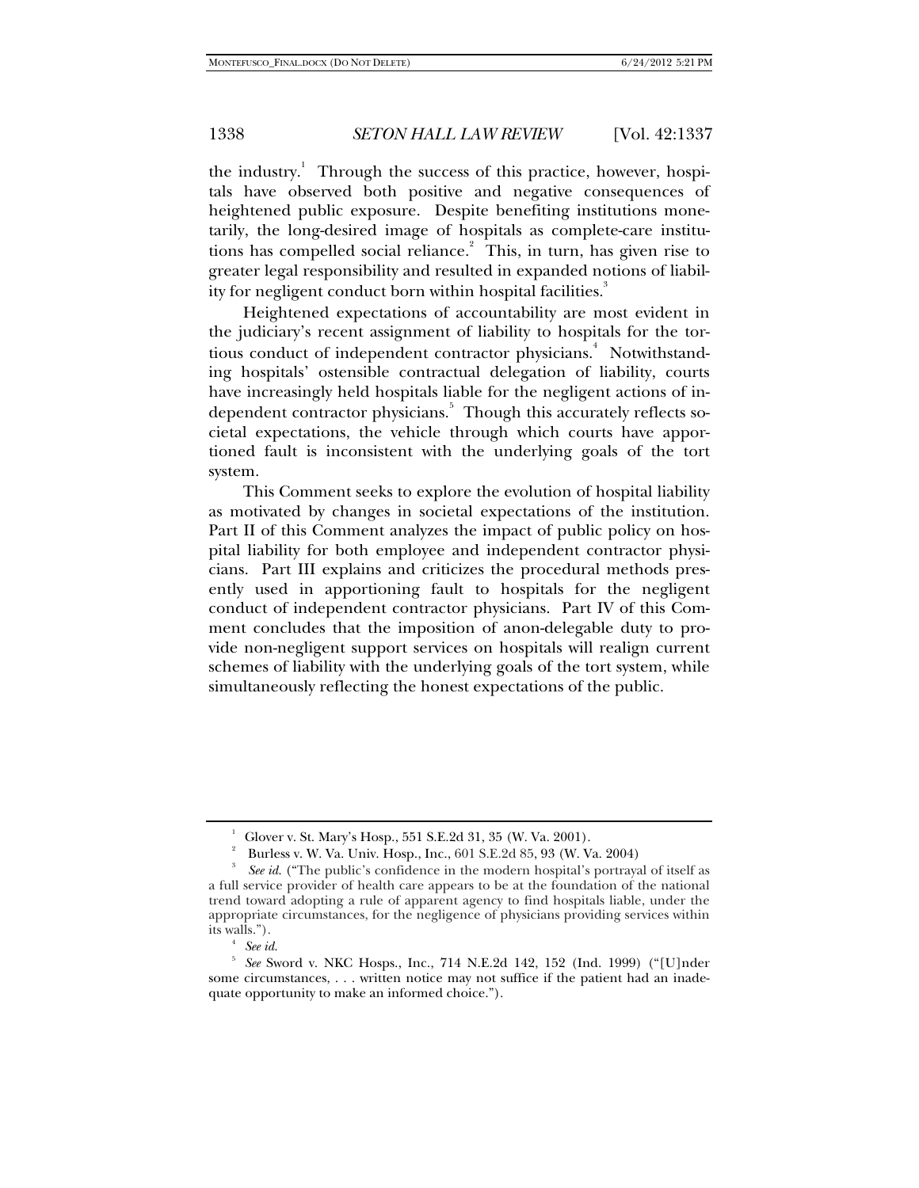the industry.[1] Through the success of this practice, however, hospitals have observed both positive and negative consequences of heightened public exposure. Despite benefiting institutions monetarily, the long-desired image of hospitals as complete-care institutions has compelled social reliance.[2] This, in turn, has given rise to greater legal responsibility and resulted in expanded notions of liability for negligent conduct born within hospital facilities.[3]

Heightened expectations of accountability are most evident in the judiciary's recent assignment of liability to hospitals for the tortious conduct of independent contractor physicians.[4] Notwithstanding hospitals' ostensible contractual delegation of liability, courts have increasingly held hospitals liable for the negligent actions of independent contractor physicians.[5] Though this accurately reflects societal expectations, the vehicle through which courts have apportioned fault is inconsistent with the underlying goals of the tort system.

This Comment seeks to explore the evolution of hospital liability as motivated by changes in societal expectations of the institution. Part II of this Comment analyzes the impact of public policy on hospital liability for both employee and independent contractor physicians. Part III explains and criticizes the procedural methods presently used in apportioning fault to hospitals for the negligent conduct of independent contractor physicians. Part IV of this Comment concludes that the imposition of anon-delegable duty to provide non-negligent support services on hospitals will realign current schemes of liability with the underlying goals of the tort system, while simultaneously reflecting the honest expectations of the public.

---

[1] Glover v. St. Mary's Hosp., 551 S.E.2d 31, 35 (W. Va. 2001).

[2] Burless v. W. Va. Univ. Hosp., Inc., 601 S.E.2d 85, 93 (W. Va. 2004)

[3] *See id.* ("The public's confidence in the modern hospital's portrayal of itself as a full service provider of health care appears to be at the foundation of the national trend toward adopting a rule of apparent agency to find hospitals liable, under the appropriate circumstances, for the negligence of physicians providing services within its walls.").

[4] *See id.*

[5] *See* Sword v. NKC Hosps., Inc., 714 N.E.2d 142, 152 (Ind. 1999) ("[U]nder some circumstances, . . . written notice may not suffice if the patient had an inadequate opportunity to make an informed choice.").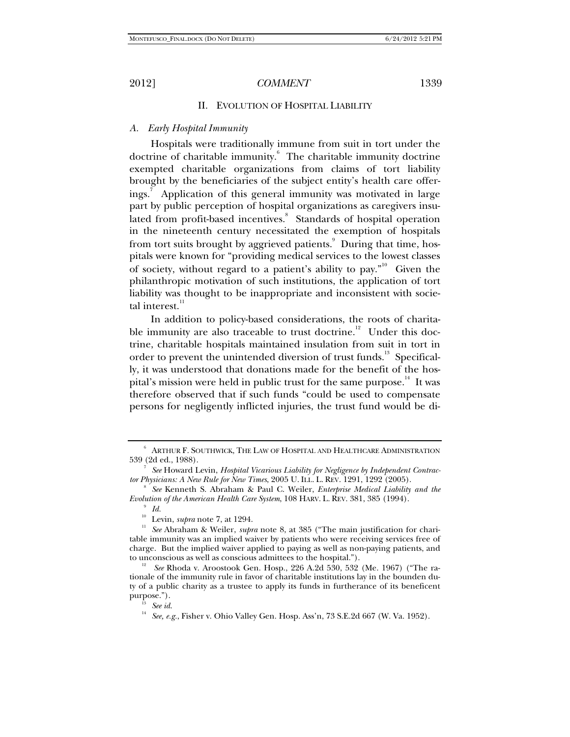## II. EVOLUTION OF HOSPITAL LIABILITY

### *A. Early Hospital Immunity*

Hospitals were traditionally immune from suit in tort under the doctrine of charitable immunity.[6] The charitable immunity doctrine exempted charitable organizations from claims of tort liability brought by the beneficiaries of the subject entity's health care offerings.[7] Application of this general immunity was motivated in large part by public perception of hospital organizations as caregivers insulated from profit-based incentives.[8] Standards of hospital operation in the nineteenth century necessitated the exemption of hospitals from tort suits brought by aggrieved patients.[9] During that time, hospitals were known for "providing medical services to the lowest classes of society, without regard to a patient's ability to pay."[10] Given the philanthropic motivation of such institutions, the application of tort liability was thought to be inappropriate and inconsistent with societal interest.[11]

In addition to policy-based considerations, the roots of charitable immunity are also traceable to trust doctrine.[12] Under this doctrine, charitable hospitals maintained insulation from suit in tort in order to prevent the unintended diversion of trust funds.[13] Specifically, it was understood that donations made for the benefit of the hospital's mission were held in public trust for the same purpose.[14] It was therefore observed that if such funds "could be used to compensate persons for negligently inflicted injuries, the trust fund would be di-

---

[6] ARTHUR F. SOUTHWICK, THE LAW OF HOSPITAL AND HEALTHCARE ADMINISTRATION 539 (2d ed., 1988).

[7] *See* Howard Levin, *Hospital Vicarious Liability for Negligence by Independent Contractor Physicians: A New Rule for New Times*, 2005 U. ILL. L. REV. 1291, 1292 (2005).

[8] *See* Kenneth S. Abraham & Paul C. Weiler, *Enterprise Medical Liability and the Evolution of the American Health Care System*, 108 HARV. L. REV. 381, 385 (1994).

[9] *Id.*

[10] Levin, *supra* note 7, at 1294.

[11] *See* Abraham & Weiler, *supra* note 8, at 385 ("The main justification for charitable immunity was an implied waiver by patients who were receiving services free of charge. But the implied waiver applied to paying as well as non-paying patients, and to unconscious as well as conscious admittees to the hospital.").

[12] *See* Rhoda v. Aroostook Gen. Hosp., 226 A.2d 530, 532 (Me. 1967) ("The rationale of the immunity rule in favor of charitable institutions lay in the bounden duty of a public charity as a trustee to apply its funds in furtherance of its beneficent purpose.").

[13] *See id.*

[14] *See, e.g.*, Fisher v. Ohio Valley Gen. Hosp. Ass'n, 73 S.E.2d 667 (W. Va. 1952).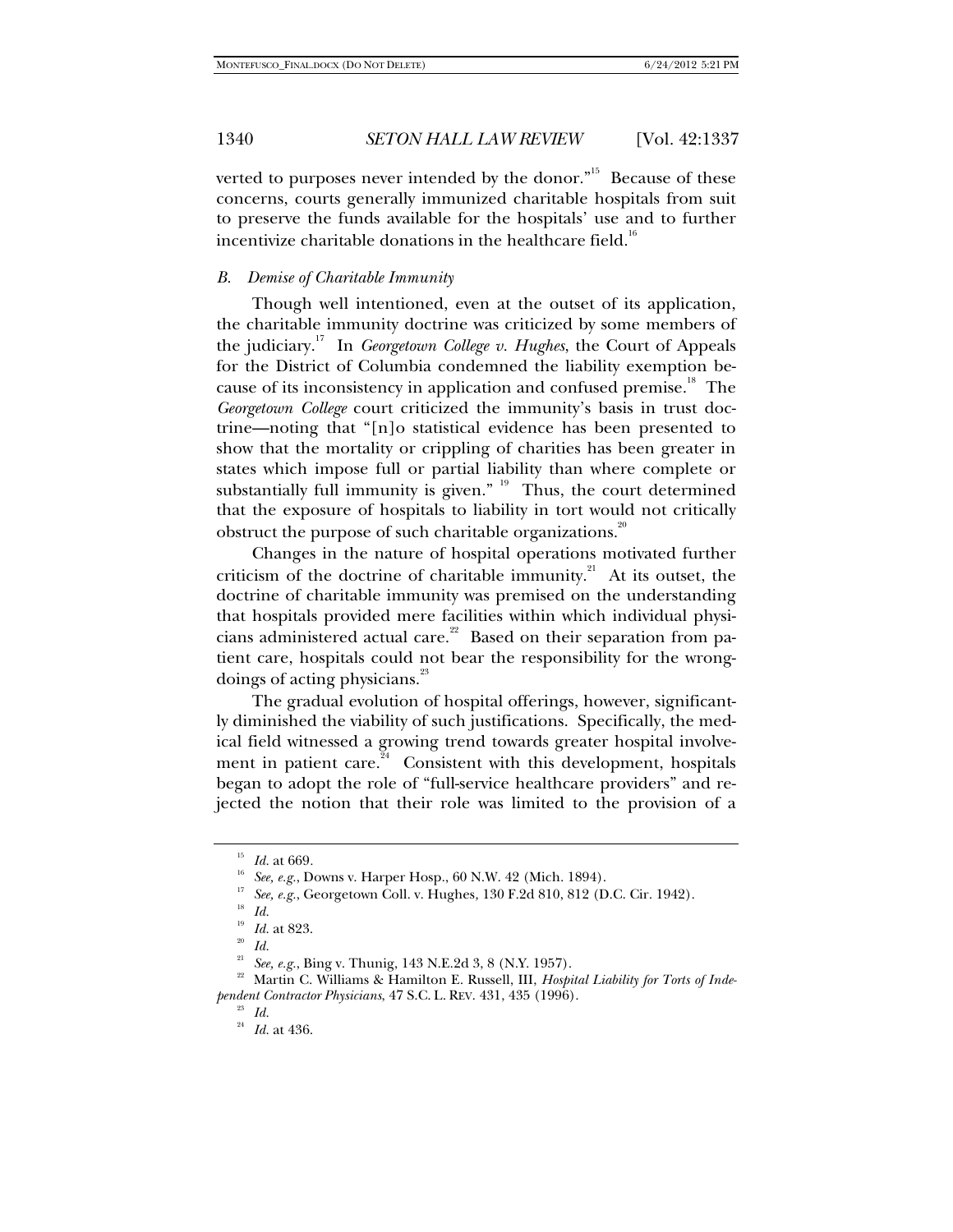verted to purposes never intended by the donor."[15] Because of these concerns, courts generally immunized charitable hospitals from suit to preserve the funds available for the hospitals' use and to further incentivize charitable donations in the healthcare field.[16]

### *B. Demise of Charitable Immunity*

Though well intentioned, even at the outset of its application, the charitable immunity doctrine was criticized by some members of the judiciary.[17] In *Georgetown College v. Hughes*, the Court of Appeals for the District of Columbia condemned the liability exemption because of its inconsistency in application and confused premise.[18] The *Georgetown College* court criticized the immunity's basis in trust doctrine—noting that "[n]o statistical evidence has been presented to show that the mortality or crippling of charities has been greater in states which impose full or partial liability than where complete or substantially full immunity is given." [19] Thus, the court determined that the exposure of hospitals to liability in tort would not critically obstruct the purpose of such charitable organizations.[20]

Changes in the nature of hospital operations motivated further criticism of the doctrine of charitable immunity.[21] At its outset, the doctrine of charitable immunity was premised on the understanding that hospitals provided mere facilities within which individual physicians administered actual care.[22] Based on their separation from patient care, hospitals could not bear the responsibility for the wrongdoings of acting physicians.[23]

The gradual evolution of hospital offerings, however, significantly diminished the viability of such justifications. Specifically, the medical field witnessed a growing trend towards greater hospital involvement in patient care.[24] Consistent with this development, hospitals began to adopt the role of "full-service healthcare providers" and rejected the notion that their role was limited to the provision of a

---

[15] *Id.* at 669.

[16] *See, e.g.*, Downs v. Harper Hosp., 60 N.W. 42 (Mich. 1894).

[17] *See, e.g.*, Georgetown Coll. v. Hughes*,* 130 F.2d 810, 812 (D.C. Cir. 1942).

[18] *Id.*

[19] *Id.* at 823.

[20] *Id.*

[21] *See, e.g.*, Bing v. Thunig, 143 N.E.2d 3, 8 (N.Y. 1957).

[22] Martin C. Williams & Hamilton E. Russell, III, *Hospital Liability for Torts of Independent Contractor Physicians*, 47 S.C. L. REV. 431, 435 (1996).

[23] *Id.*

[24] *Id.* at 436.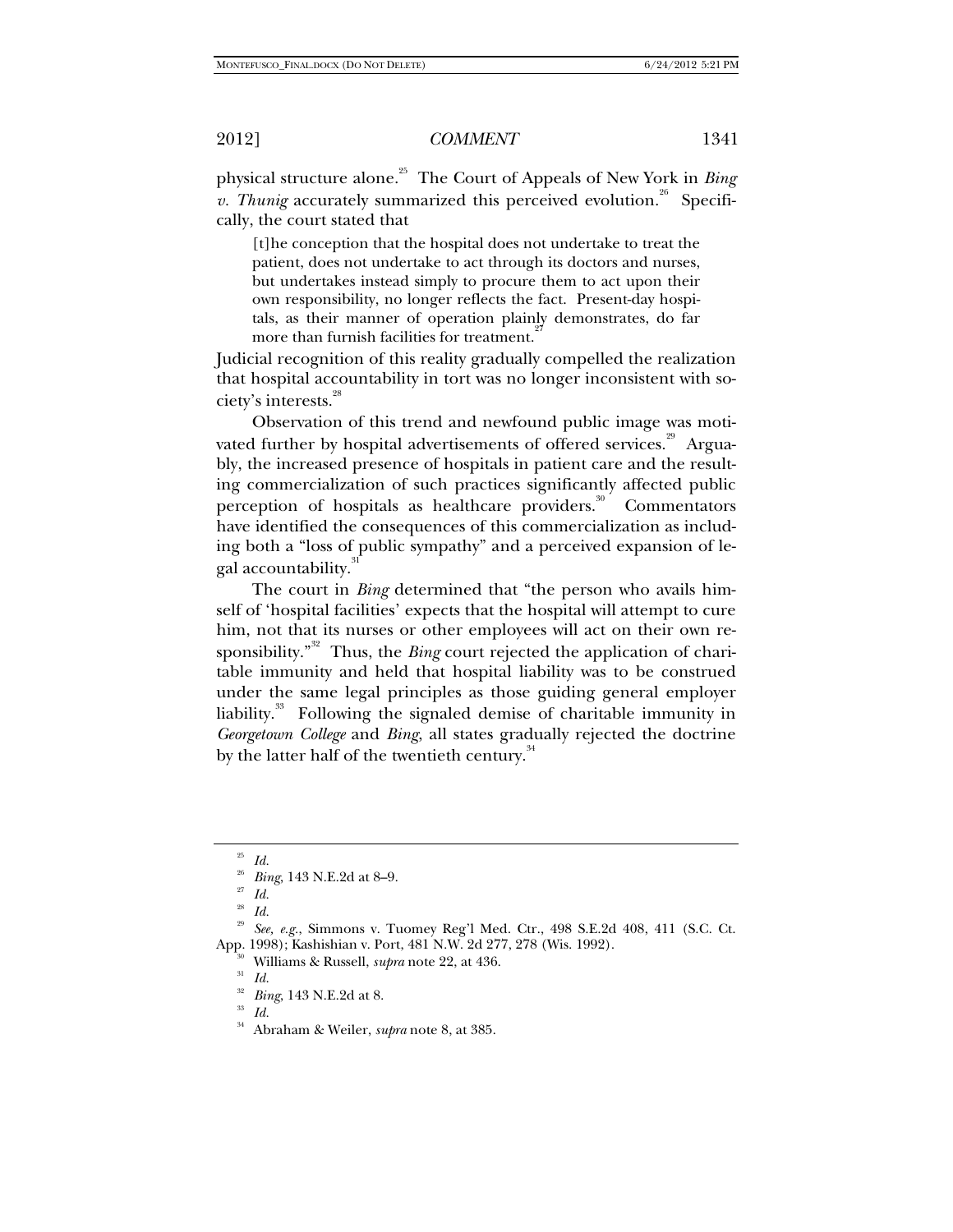physical structure alone.[25] The Court of Appeals of New York in *Bing v. Thunig* accurately summarized this perceived evolution.[26] Specifically, the court stated that

> [t]he conception that the hospital does not undertake to treat the patient, does not undertake to act through its doctors and nurses, but undertakes instead simply to procure them to act upon their own responsibility, no longer reflects the fact. Present-day hospitals, as their manner of operation plainly demonstrates, do far more than furnish facilities for treatment.[27]

Judicial recognition of this reality gradually compelled the realization that hospital accountability in tort was no longer inconsistent with society's interests.[28]

Observation of this trend and newfound public image was motivated further by hospital advertisements of offered services.[29] Arguably, the increased presence of hospitals in patient care and the resulting commercialization of such practices significantly affected public perception of hospitals as healthcare providers.[30] Commentators have identified the consequences of this commercialization as including both a "loss of public sympathy" and a perceived expansion of legal accountability.[31]

The court in *Bing* determined that "the person who avails himself of 'hospital facilities' expects that the hospital will attempt to cure him, not that its nurses or other employees will act on their own responsibility."[32] Thus, the *Bing* court rejected the application of charitable immunity and held that hospital liability was to be construed under the same legal principles as those guiding general employer liability.[33] Following the signaled demise of charitable immunity in *Georgetown College* and *Bing*, all states gradually rejected the doctrine by the latter half of the twentieth century.[34]

---

[25] *Id.*

[26] *Bing*, 143 N.E.2d at 8–9.

[27] *Id.*

[28] *Id.*

[29] *See, e.g.*, Simmons v. Tuomey Reg'l Med. Ctr., 498 S.E.2d 408, 411 (S.C. Ct. App. 1998); Kashishian v. Port, 481 N.W. 2d 277, 278 (Wis. 1992).

[30] Williams & Russell, *supra* note 22, at 436.

[31] *Id.*

[32] *Bing*, 143 N.E.2d at 8.

[33] *Id.*

[34] Abraham & Weiler, *supra* note 8, at 385.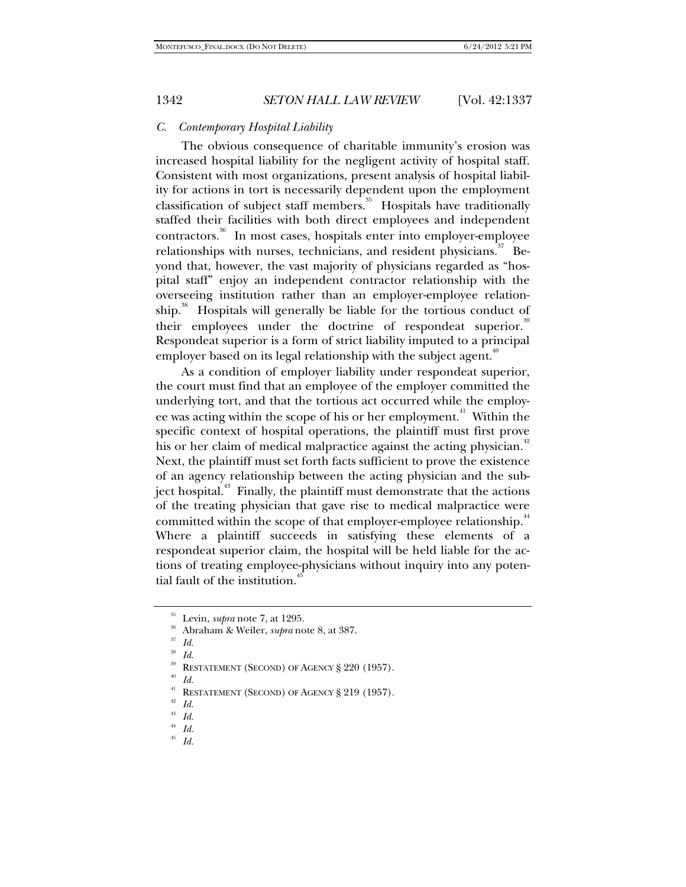### *C. Contemporary Hospital Liability*

The obvious consequence of charitable immunity's erosion was increased hospital liability for the negligent activity of hospital staff. Consistent with most organizations, present analysis of hospital liability for actions in tort is necessarily dependent upon the employment classification of subject staff members.[35] Hospitals have traditionally staffed their facilities with both direct employees and independent contractors.[36] In most cases, hospitals enter into employer-employee relationships with nurses, technicians, and resident physicians.[37] Beyond that, however, the vast majority of physicians regarded as "hospital staff" enjoy an independent contractor relationship with the overseeing institution rather than an employer-employee relationship.[38] Hospitals will generally be liable for the tortious conduct of their employees under the doctrine of respondeat superior.[39] Respondeat superior is a form of strict liability imputed to a principal employer based on its legal relationship with the subject agent.[40]

As a condition of employer liability under respondeat superior, the court must find that an employee of the employer committed the underlying tort, and that the tortious act occurred while the employee was acting within the scope of his or her employment.[41] Within the specific context of hospital operations, the plaintiff must first prove his or her claim of medical malpractice against the acting physician.[42] Next, the plaintiff must set forth facts sufficient to prove the existence of an agency relationship between the acting physician and the subject hospital.[43] Finally, the plaintiff must demonstrate that the actions of the treating physician that gave rise to medical malpractice were committed within the scope of that employer-employee relationship.[44] Where a plaintiff succeeds in satisfying these elements of a respondeat superior claim, the hospital will be held liable for the actions of treating employee-physicians without inquiry into any potential fault of the institution.[45]

---

[35] Levin, *supra* note 7, at 1295.

[36] Abraham & Weiler, *supra* note 8, at 387.

[37] *Id.*

[38] *Id.*

[39] RESTATEMENT (SECOND) OF AGENCY § 220 (1957).

[40] *Id.*

[41] RESTATEMENT (SECOND) OF AGENCY § 219 (1957).

[42] *Id.*

[43] *Id.*

[44] *Id.*

[45] *Id.*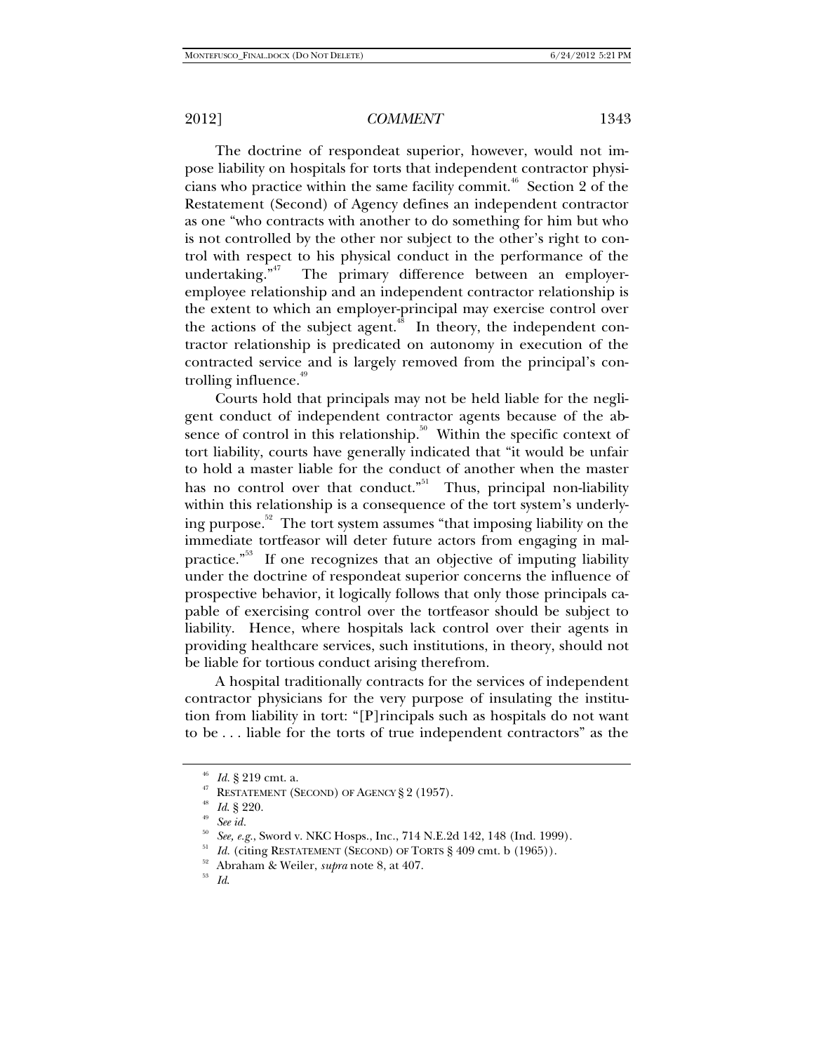The doctrine of respondeat superior, however, would not impose liability on hospitals for torts that independent contractor physicians who practice within the same facility commit.[46] Section 2 of the Restatement (Second) of Agency defines an independent contractor as one "who contracts with another to do something for him but who is not controlled by the other nor subject to the other's right to control with respect to his physical conduct in the performance of the undertaking."[47] The primary difference between an employer-employee relationship and an independent contractor relationship is the extent to which an employer-principal may exercise control over the actions of the subject agent.[48] In theory, the independent contractor relationship is predicated on autonomy in execution of the contracted service and is largely removed from the principal's controlling influence.[49]

Courts hold that principals may not be held liable for the negligent conduct of independent contractor agents because of the absence of control in this relationship.[50] Within the specific context of tort liability, courts have generally indicated that "it would be unfair to hold a master liable for the conduct of another when the master has no control over that conduct."[51] Thus, principal non-liability within this relationship is a consequence of the tort system's underlying purpose.[52] The tort system assumes "that imposing liability on the immediate tortfeasor will deter future actors from engaging in malpractice."[53] If one recognizes that an objective of imputing liability under the doctrine of respondeat superior concerns the influence of prospective behavior, it logically follows that only those principals capable of exercising control over the tortfeasor should be subject to liability. Hence, where hospitals lack control over their agents in providing healthcare services, such institutions, in theory, should not be liable for tortious conduct arising therefrom.

A hospital traditionally contracts for the services of independent contractor physicians for the very purpose of insulating the institution from liability in tort: "[P]rincipals such as hospitals do not want to be . . . liable for the torts of true independent contractors" as the

---

[46] *Id.* § 219 cmt. a.

[47] RESTATEMENT (SECOND) OF AGENCY § 2 (1957).

[48] *Id.* § 220.

[49] *See id.*

[50] *See, e.g.*, Sword v. NKC Hosps., Inc., 714 N.E.2d 142, 148 (Ind. 1999).

[51] *Id.* (citing RESTATEMENT (SECOND) OF TORTS § 409 cmt. b (1965)).

[52] Abraham & Weiler, *supra* note 8, at 407.

[53] *Id.*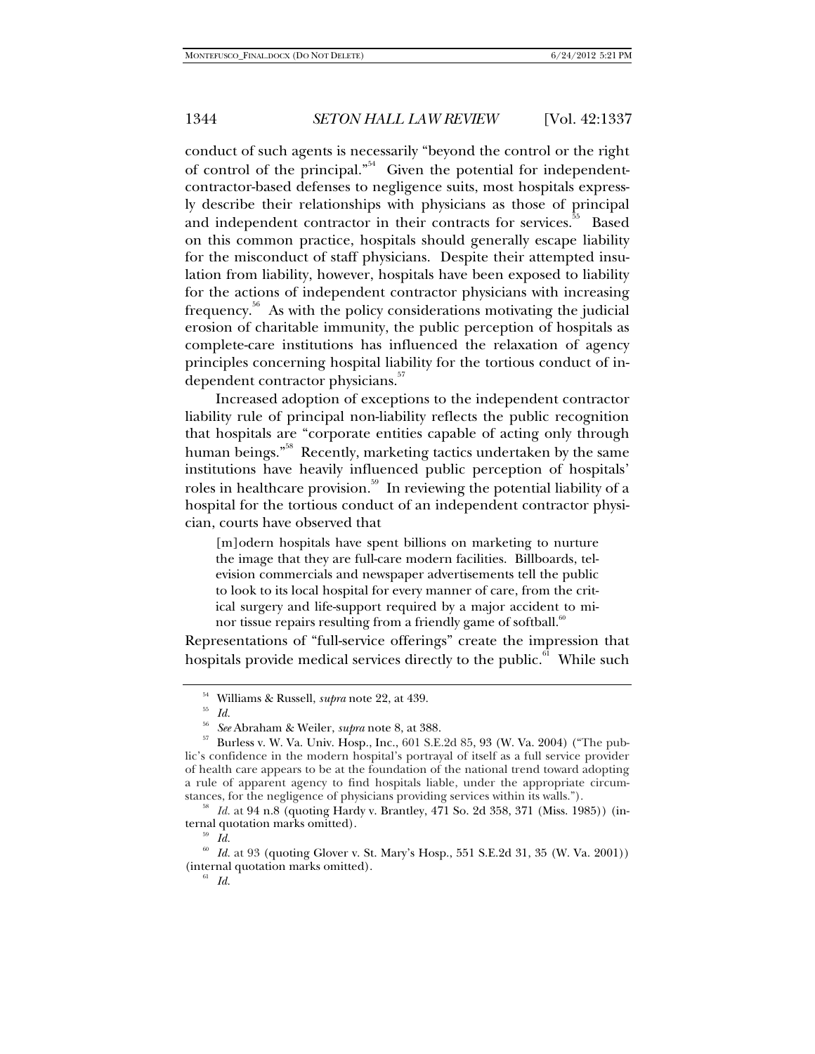conduct of such agents is necessarily "beyond the control or the right of control of the principal."[54] Given the potential for independent-contractor-based defenses to negligence suits, most hospitals expressly describe their relationships with physicians as those of principal and independent contractor in their contracts for services.[55] Based on this common practice, hospitals should generally escape liability for the misconduct of staff physicians. Despite their attempted insulation from liability, however, hospitals have been exposed to liability for the actions of independent contractor physicians with increasing frequency.[56] As with the policy considerations motivating the judicial erosion of charitable immunity, the public perception of hospitals as complete-care institutions has influenced the relaxation of agency principles concerning hospital liability for the tortious conduct of independent contractor physicians.[57]

Increased adoption of exceptions to the independent contractor liability rule of principal non-liability reflects the public recognition that hospitals are "corporate entities capable of acting only through human beings."[58] Recently, marketing tactics undertaken by the same institutions have heavily influenced public perception of hospitals' roles in healthcare provision.[59] In reviewing the potential liability of a hospital for the tortious conduct of an independent contractor physician, courts have observed that

> [m]odern hospitals have spent billions on marketing to nurture the image that they are full-care modern facilities. Billboards, television commercials and newspaper advertisements tell the public to look to its local hospital for every manner of care, from the critical surgery and life-support required by a major accident to minor tissue repairs resulting from a friendly game of softball.[60]

Representations of "full-service offerings" create the impression that hospitals provide medical services directly to the public.[61] While such

---

[54] Williams & Russell, *supra* note 22, at 439.

[55] *Id.*

[56] *See* Abraham & Weiler, *supra* note 8, at 388.

[57] Burless v. W. Va. Univ. Hosp., Inc., 601 S.E.2d 85, 93 (W. Va. 2004) ("The public's confidence in the modern hospital's portrayal of itself as a full service provider of health care appears to be at the foundation of the national trend toward adopting a rule of apparent agency to find hospitals liable, under the appropriate circumstances, for the negligence of physicians providing services within its walls.").

[58] *Id.* at 94 n.8 (quoting Hardy v. Brantley, 471 So. 2d 358, 371 (Miss. 1985)) (internal quotation marks omitted).

[59] *Id.*

[60] *Id.* at 93 (quoting Glover v. St. Mary's Hosp., 551 S.E.2d 31, 35 (W. Va. 2001)) (internal quotation marks omitted).

[61] *Id.*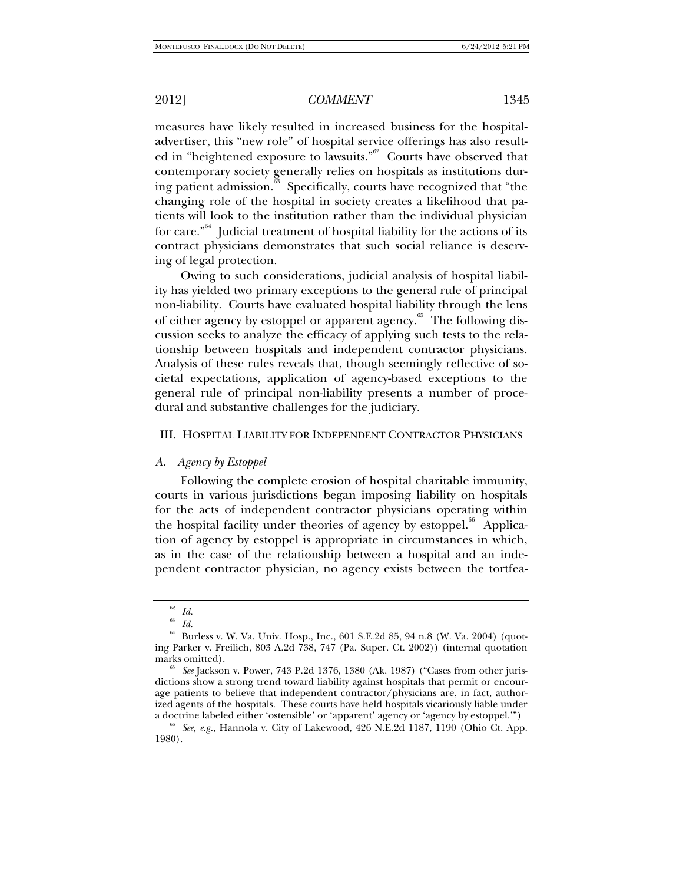measures have likely resulted in increased business for the hospital-advertiser, this "new role" of hospital service offerings has also resulted in "heightened exposure to lawsuits."[62] Courts have observed that contemporary society generally relies on hospitals as institutions during patient admission.[63] Specifically, courts have recognized that "the changing role of the hospital in society creates a likelihood that patients will look to the institution rather than the individual physician for care."[64] Judicial treatment of hospital liability for the actions of its contract physicians demonstrates that such social reliance is deserving of legal protection.

Owing to such considerations, judicial analysis of hospital liability has yielded two primary exceptions to the general rule of principal non-liability. Courts have evaluated hospital liability through the lens of either agency by estoppel or apparent agency.[65] The following discussion seeks to analyze the efficacy of applying such tests to the relationship between hospitals and independent contractor physicians. Analysis of these rules reveals that, though seemingly reflective of societal expectations, application of agency-based exceptions to the general rule of principal non-liability presents a number of procedural and substantive challenges for the judiciary.

## III. HOSPITAL LIABILITY FOR INDEPENDENT CONTRACTOR PHYSICIANS

### *A. Agency by Estoppel*

Following the complete erosion of hospital charitable immunity, courts in various jurisdictions began imposing liability on hospitals for the acts of independent contractor physicians operating within the hospital facility under theories of agency by estoppel.[66] Application of agency by estoppel is appropriate in circumstances in which, as in the case of the relationship between a hospital and an independent contractor physician, no agency exists between the tortfea-

---

[62] *Id.*

[63] *Id.*

[64] Burless v. W. Va. Univ. Hosp., Inc., 601 S.E.2d 85, 94 n.8 (W. Va. 2004) (quoting Parker v. Freilich, 803 A.2d 738, 747 (Pa. Super. Ct. 2002)) (internal quotation marks omitted).

[65] *See* Jackson v. Power, 743 P.2d 1376, 1380 (Ak. 1987) ("Cases from other jurisdictions show a strong trend toward liability against hospitals that permit or encourage patients to believe that independent contractor/physicians are, in fact, authorized agents of the hospitals. These courts have held hospitals vicariously liable under a doctrine labeled either 'ostensible' or 'apparent' agency or 'agency by estoppel.'")

[66] *See, e.g.*, Hannola v. City of Lakewood, 426 N.E.2d 1187, 1190 (Ohio Ct. App. 1980).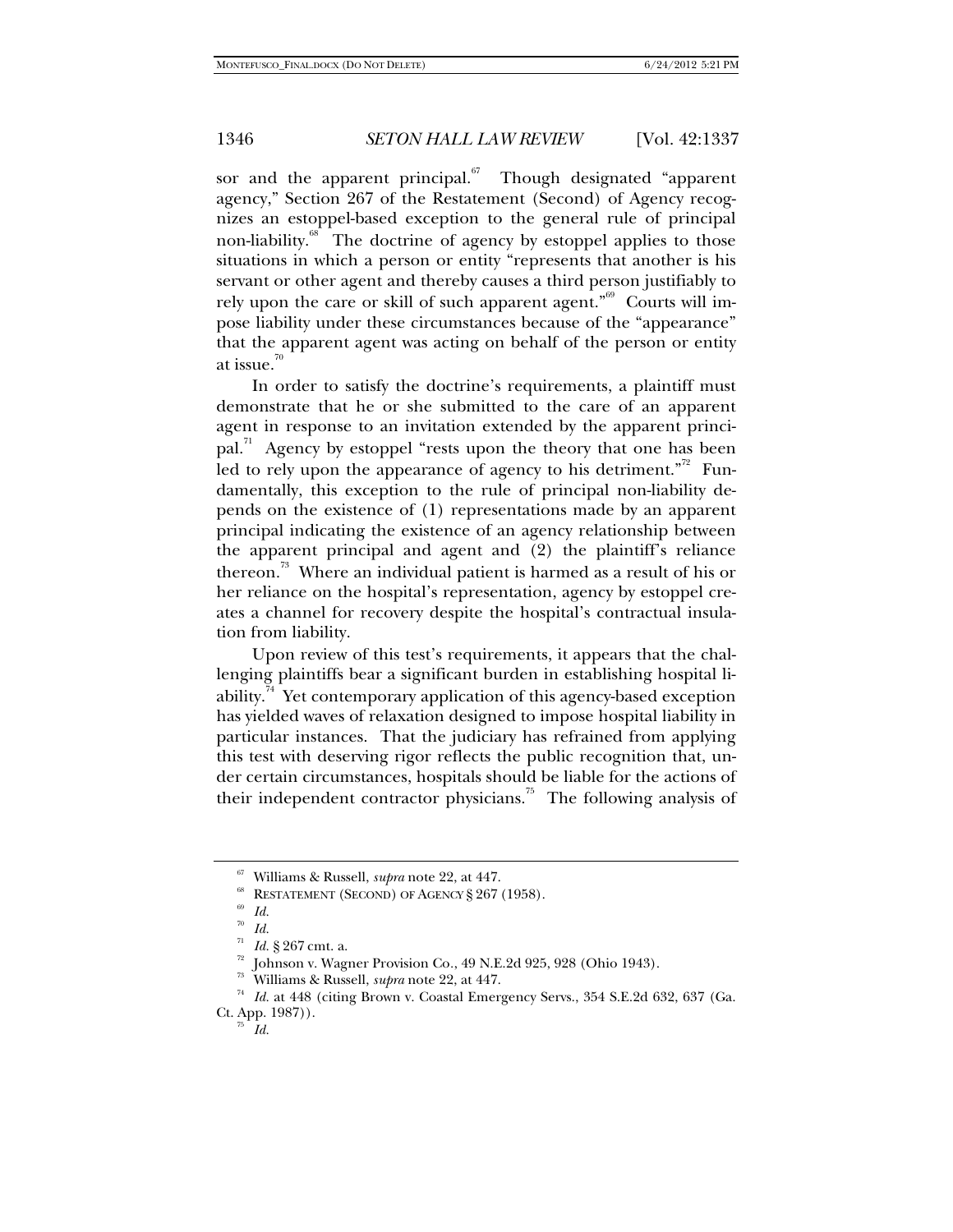sor and the apparent principal.[67] Though designated "apparent agency," Section 267 of the Restatement (Second) of Agency recognizes an estoppel-based exception to the general rule of principal non-liability.[68] The doctrine of agency by estoppel applies to those situations in which a person or entity "represents that another is his servant or other agent and thereby causes a third person justifiably to rely upon the care or skill of such apparent agent."[69] Courts will impose liability under these circumstances because of the "appearance" that the apparent agent was acting on behalf of the person or entity at issue.[70]

In order to satisfy the doctrine's requirements, a plaintiff must demonstrate that he or she submitted to the care of an apparent agent in response to an invitation extended by the apparent principal.[71] Agency by estoppel "rests upon the theory that one has been led to rely upon the appearance of agency to his detriment."[72] Fundamentally, this exception to the rule of principal non-liability depends on the existence of (1) representations made by an apparent principal indicating the existence of an agency relationship between the apparent principal and agent and (2) the plaintiff's reliance thereon.[73] Where an individual patient is harmed as a result of his or her reliance on the hospital's representation, agency by estoppel creates a channel for recovery despite the hospital's contractual insulation from liability.

Upon review of this test's requirements, it appears that the challenging plaintiffs bear a significant burden in establishing hospital liability.[74] Yet contemporary application of this agency-based exception has yielded waves of relaxation designed to impose hospital liability in particular instances. That the judiciary has refrained from applying this test with deserving rigor reflects the public recognition that, under certain circumstances, hospitals should be liable for the actions of their independent contractor physicians.[75] The following analysis of

---

[67] Williams & Russell, *supra* note 22, at 447.

[68] RESTATEMENT (SECOND) OF AGENCY § 267 (1958).

[69] *Id.*

[70] *Id.*

[71] *Id.* § 267 cmt. a.

[72] Johnson v. Wagner Provision Co., 49 N.E.2d 925, 928 (Ohio 1943).

[73] Williams & Russell, *supra* note 22, at 447.

[74] *Id.* at 448 (citing Brown v. Coastal Emergency Servs., 354 S.E.2d 632, 637 (Ga. Ct. App. 1987)).

[75] *Id.*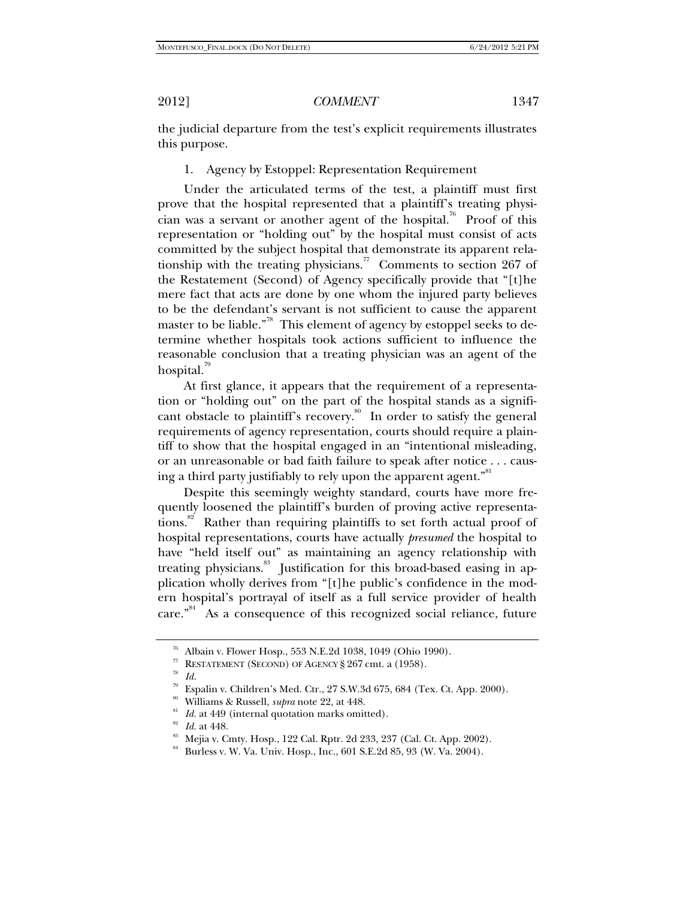the judicial departure from the test's explicit requirements illustrates this purpose.

1. Agency by Estoppel: Representation Requirement

Under the articulated terms of the test, a plaintiff must first prove that the hospital represented that a plaintiff's treating physician was a servant or another agent of the hospital.[76] Proof of this representation or "holding out" by the hospital must consist of acts committed by the subject hospital that demonstrate its apparent relationship with the treating physicians.[77] Comments to section 267 of the Restatement (Second) of Agency specifically provide that "[t]he mere fact that acts are done by one whom the injured party believes to be the defendant's servant is not sufficient to cause the apparent master to be liable."[78] This element of agency by estoppel seeks to determine whether hospitals took actions sufficient to influence the reasonable conclusion that a treating physician was an agent of the hospital.[79]

At first glance, it appears that the requirement of a representation or "holding out" on the part of the hospital stands as a significant obstacle to plaintiff's recovery.[80] In order to satisfy the general requirements of agency representation, courts should require a plaintiff to show that the hospital engaged in an "intentional misleading, or an unreasonable or bad faith failure to speak after notice . . . causing a third party justifiably to rely upon the apparent agent."[81]

Despite this seemingly weighty standard, courts have more frequently loosened the plaintiff's burden of proving active representations.[82] Rather than requiring plaintiffs to set forth actual proof of hospital representations, courts have actually *presumed* the hospital to have "held itself out" as maintaining an agency relationship with treating physicians.[83] Justification for this broad-based easing in application wholly derives from "[t]he public's confidence in the modern hospital's portrayal of itself as a full service provider of health care."[84] As a consequence of this recognized social reliance, future

---

[76] Albain v. Flower Hosp., 553 N.E.2d 1038, 1049 (Ohio 1990).

[77] RESTATEMENT (SECOND) OF AGENCY § 267 cmt. a (1958).

[78] *Id.*

[79] Espalin v. Children's Med. Ctr., 27 S.W.3d 675, 684 (Tex. Ct. App. 2000).

[80] Williams & Russell, *supra* note 22, at 448.

[81] *Id.* at 449 (internal quotation marks omitted).

[82] *Id.* at 448.

[83] Mejia v. Cmty. Hosp., 122 Cal. Rptr. 2d 233, 237 (Cal. Ct. App. 2002).

[84] Burless v. W. Va. Univ. Hosp., Inc., 601 S.E.2d 85, 93 (W. Va. 2004).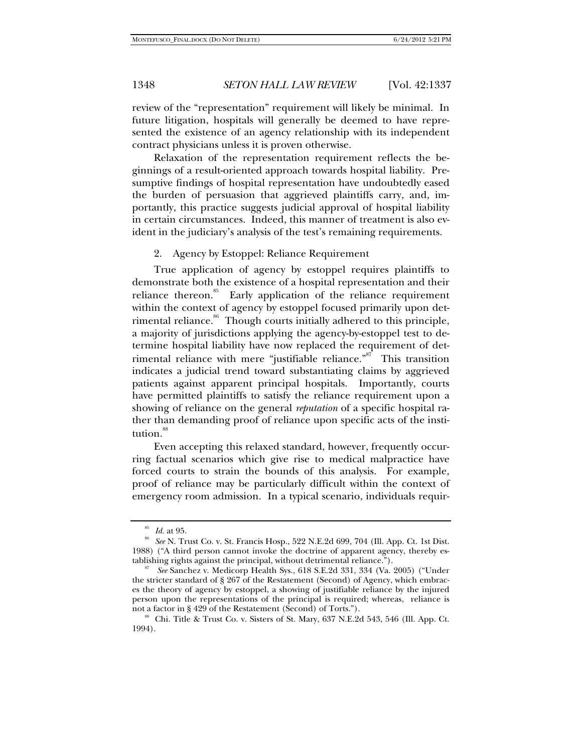review of the "representation" requirement will likely be minimal. In future litigation, hospitals will generally be deemed to have represented the existence of an agency relationship with its independent contract physicians unless it is proven otherwise.

Relaxation of the representation requirement reflects the beginnings of a result-oriented approach towards hospital liability. Presumptive findings of hospital representation have undoubtedly eased the burden of persuasion that aggrieved plaintiffs carry, and, importantly, this practice suggests judicial approval of hospital liability in certain circumstances. Indeed, this manner of treatment is also evident in the judiciary's analysis of the test's remaining requirements.

### 2. Agency by Estoppel: Reliance Requirement

True application of agency by estoppel requires plaintiffs to demonstrate both the existence of a hospital representation and their reliance thereon.[85] Early application of the reliance requirement within the context of agency by estoppel focused primarily upon detrimental reliance.[86] Though courts initially adhered to this principle, a majority of jurisdictions applying the agency-by-estoppel test to determine hospital liability have now replaced the requirement of detrimental reliance with mere "justifiable reliance."[87] This transition indicates a judicial trend toward substantiating claims by aggrieved patients against apparent principal hospitals. Importantly, courts have permitted plaintiffs to satisfy the reliance requirement upon a showing of reliance on the general *reputation* of a specific hospital rather than demanding proof of reliance upon specific acts of the institution.[88]

Even accepting this relaxed standard, however, frequently occurring factual scenarios which give rise to medical malpractice have forced courts to strain the bounds of this analysis. For example, proof of reliance may be particularly difficult within the context of emergency room admission. In a typical scenario, individuals requir-

---

[85] *Id.* at 95.

[86] *See* N. Trust Co. v. St. Francis Hosp., 522 N.E.2d 699, 704 (Ill. App. Ct. 1st Dist. 1988) ("A third person cannot invoke the doctrine of apparent agency, thereby establishing rights against the principal, without detrimental reliance.").

[87] *See* Sanchez v. Medicorp Health Sys., 618 S.E.2d 331, 334 (Va. 2005) ("Under the stricter standard of § 267 of the Restatement (Second) of Agency, which embraces the theory of agency by estoppel, a showing of justifiable reliance by the injured person upon the representations of the principal is required; whereas, reliance is not a factor in § 429 of the Restatement (Second) of Torts.").

[88] Chi. Title & Trust Co. v. Sisters of St. Mary, 637 N.E.2d 543, 546 (Ill. App. Ct. 1994).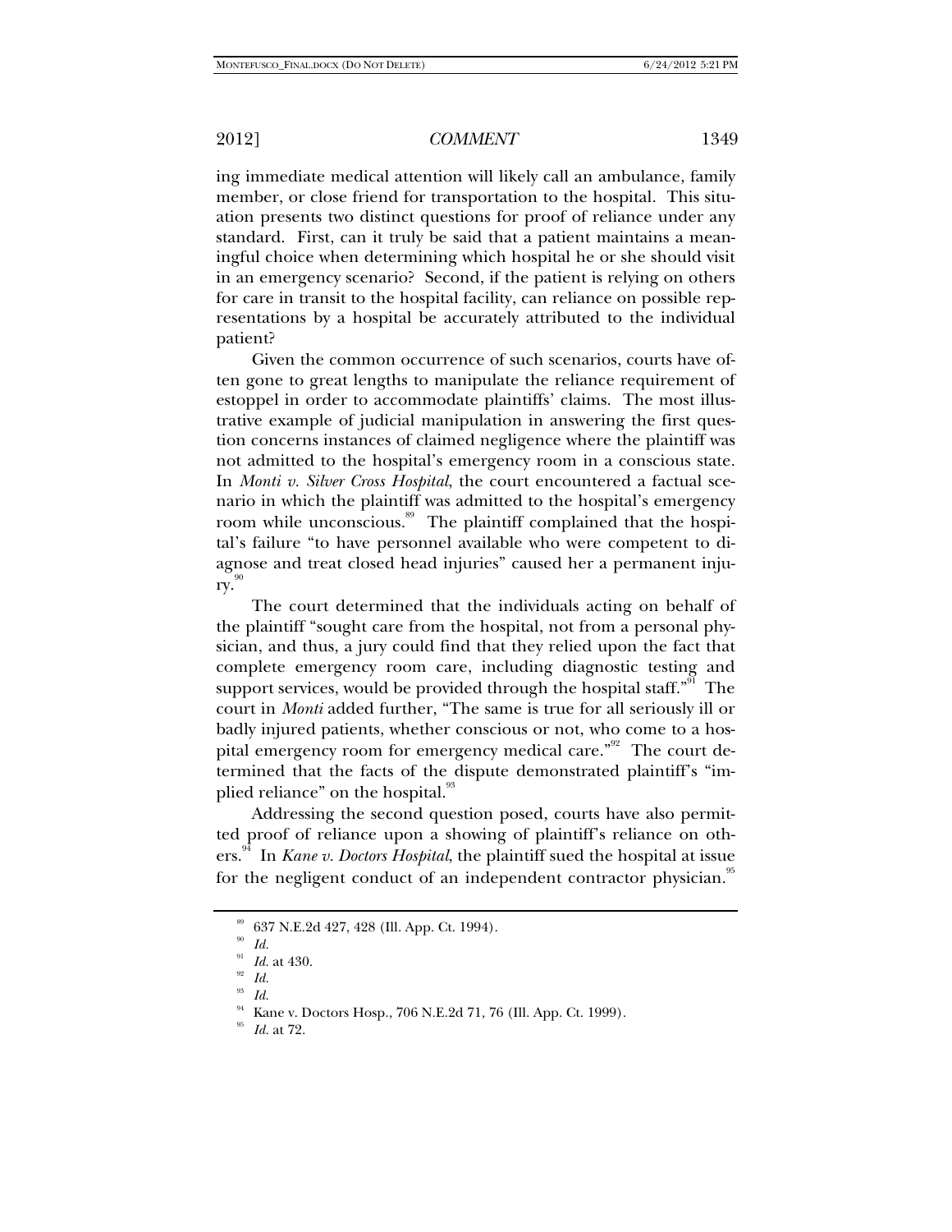ing immediate medical attention will likely call an ambulance, family member, or close friend for transportation to the hospital. This situation presents two distinct questions for proof of reliance under any standard. First, can it truly be said that a patient maintains a meaningful choice when determining which hospital he or she should visit in an emergency scenario? Second, if the patient is relying on others for care in transit to the hospital facility, can reliance on possible representations by a hospital be accurately attributed to the individual patient?

Given the common occurrence of such scenarios, courts have often gone to great lengths to manipulate the reliance requirement of estoppel in order to accommodate plaintiffs' claims. The most illustrative example of judicial manipulation in answering the first question concerns instances of claimed negligence where the plaintiff was not admitted to the hospital's emergency room in a conscious state. In *Monti v. Silver Cross Hospital*, the court encountered a factual scenario in which the plaintiff was admitted to the hospital's emergency room while unconscious.[89] The plaintiff complained that the hospital's failure "to have personnel available who were competent to diagnose and treat closed head injuries" caused her a permanent injury.[90]

The court determined that the individuals acting on behalf of the plaintiff "sought care from the hospital, not from a personal physician, and thus, a jury could find that they relied upon the fact that complete emergency room care, including diagnostic testing and support services, would be provided through the hospital staff."[91] The court in *Monti* added further, "The same is true for all seriously ill or badly injured patients, whether conscious or not, who come to a hospital emergency room for emergency medical care."[92] The court determined that the facts of the dispute demonstrated plaintiff's "implied reliance" on the hospital.[93]

Addressing the second question posed, courts have also permitted proof of reliance upon a showing of plaintiff's reliance on others.[94] In *Kane v. Doctors Hospital*, the plaintiff sued the hospital at issue for the negligent conduct of an independent contractor physician.[95]

---

[89] 637 N.E.2d 427, 428 (Ill. App. Ct. 1994).

[90] *Id.*

[91] *Id.* at 430.

[92] *Id.*

[93] *Id.*

[94] Kane v. Doctors Hosp., 706 N.E.2d 71, 76 (Ill. App. Ct. 1999).

[95] *Id.* at 72.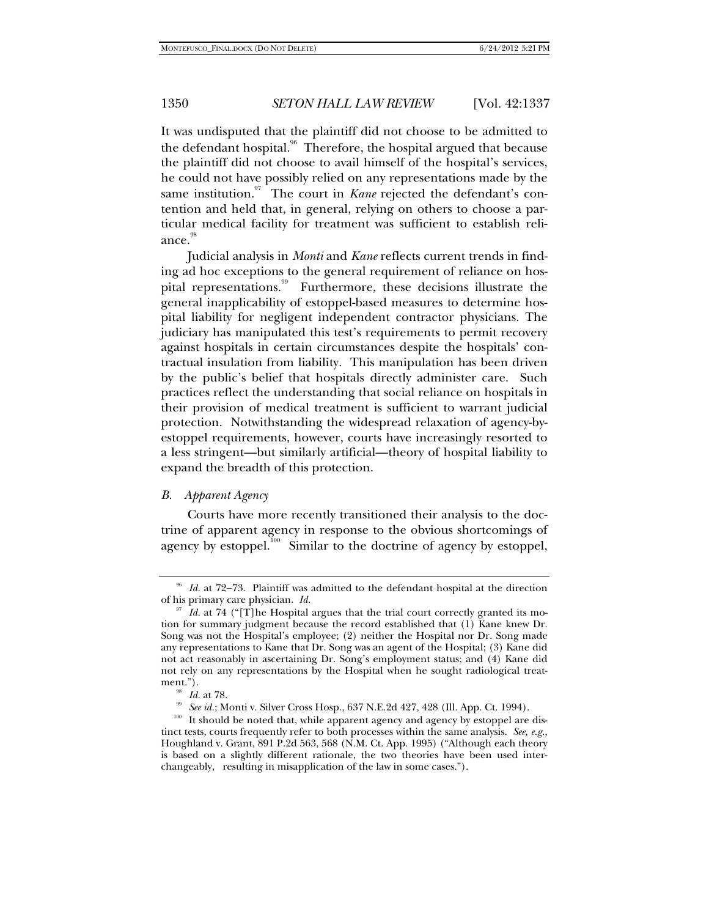It was undisputed that the plaintiff did not choose to be admitted to the defendant hospital.[96] Therefore, the hospital argued that because the plaintiff did not choose to avail himself of the hospital's services, he could not have possibly relied on any representations made by the same institution.[97] The court in *Kane* rejected the defendant's contention and held that, in general, relying on others to choose a particular medical facility for treatment was sufficient to establish reliance.[98]

Judicial analysis in *Monti* and *Kane* reflects current trends in finding ad hoc exceptions to the general requirement of reliance on hospital representations.[99] Furthermore, these decisions illustrate the general inapplicability of estoppel-based measures to determine hospital liability for negligent independent contractor physicians. The judiciary has manipulated this test's requirements to permit recovery against hospitals in certain circumstances despite the hospitals' contractual insulation from liability. This manipulation has been driven by the public's belief that hospitals directly administer care. Such practices reflect the understanding that social reliance on hospitals in their provision of medical treatment is sufficient to warrant judicial protection. Notwithstanding the widespread relaxation of agency-by-estoppel requirements, however, courts have increasingly resorted to a less stringent—but similarly artificial—theory of hospital liability to expand the breadth of this protection.

### *B. Apparent Agency*

Courts have more recently transitioned their analysis to the doctrine of apparent agency in response to the obvious shortcomings of agency by estoppel.[100] Similar to the doctrine of agency by estoppel,

---

[96] *Id.* at 72–73. Plaintiff was admitted to the defendant hospital at the direction of his primary care physician. *Id.*

[97] *Id.* at 74 ("[T]he Hospital argues that the trial court correctly granted its motion for summary judgment because the record established that (1) Kane knew Dr. Song was not the Hospital's employee; (2) neither the Hospital nor Dr. Song made any representations to Kane that Dr. Song was an agent of the Hospital; (3) Kane did not act reasonably in ascertaining Dr. Song's employment status; and (4) Kane did not rely on any representations by the Hospital when he sought radiological treatment.").

[98] *Id.* at 78.

[99] *See id.*; Monti v. Silver Cross Hosp., 637 N.E.2d 427, 428 (Ill. App. Ct. 1994).

[100] It should be noted that, while apparent agency and agency by estoppel are distinct tests, courts frequently refer to both processes within the same analysis. *See, e.g.*, Houghland v. Grant, 891 P.2d 563, 568 (N.M. Ct. App. 1995) ("Although each theory is based on a slightly different rationale, the two theories have been used interchangeably, resulting in misapplication of the law in some cases.").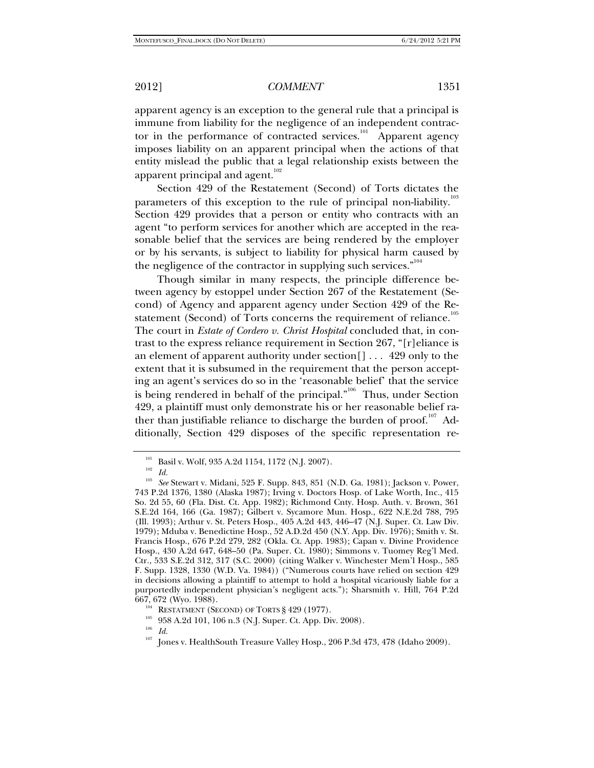apparent agency is an exception to the general rule that a principal is immune from liability for the negligence of an independent contractor in the performance of contracted services.[101] Apparent agency imposes liability on an apparent principal when the actions of that entity mislead the public that a legal relationship exists between the apparent principal and agent.[102]

Section 429 of the Restatement (Second) of Torts dictates the parameters of this exception to the rule of principal non-liability.[103] Section 429 provides that a person or entity who contracts with an agent "to perform services for another which are accepted in the reasonable belief that the services are being rendered by the employer or by his servants, is subject to liability for physical harm caused by the negligence of the contractor in supplying such services."[104]

Though similar in many respects, the principle difference between agency by estoppel under Section 267 of the Restatement (Second) of Agency and apparent agency under Section 429 of the Restatement (Second) of Torts concerns the requirement of reliance.[105] The court in *Estate of Cordero v. Christ Hospital* concluded that, in contrast to the express reliance requirement in Section 267, "[r]eliance is an element of apparent authority under section[] . . . 429 only to the extent that it is subsumed in the requirement that the person accepting an agent's services do so in the 'reasonable belief' that the service is being rendered in behalf of the principal."[106] Thus, under Section 429, a plaintiff must only demonstrate his or her reasonable belief rather than justifiable reliance to discharge the burden of proof.[107] Additionally, Section 429 disposes of the specific representation re-

---

[101] Basil v. Wolf, 935 A.2d 1154, 1172 (N.J. 2007).

[102] *Id.*

[103] *See* Stewart v. Midani, 525 F. Supp. 843, 851 (N.D. Ga. 1981); Jackson v. Power, 743 P.2d 1376, 1380 (Alaska 1987); Irving v. Doctors Hosp. of Lake Worth, Inc., 415 So. 2d 55, 60 (Fla. Dist. Ct. App. 1982); Richmond Cnty. Hosp. Auth. v. Brown, 361 S.E.2d 164, 166 (Ga. 1987); Gilbert v. Sycamore Mun. Hosp., 622 N.E.2d 788, 795 (Ill. 1993); Arthur v. St. Peters Hosp., 405 A.2d 443, 446–47 (N.J. Super. Ct. Law Div. 1979); Mduba v. Benedictine Hosp., 52 A.D.2d 450 (N.Y. App. Div. 1976); Smith v. St. Francis Hosp., 676 P.2d 279, 282 (Okla. Ct. App. 1983); Capan v. Divine Providence Hosp., 430 A.2d 647, 648–50 (Pa. Super. Ct. 1980); Simmons v. Tuomey Reg'l Med. Ctr., 533 S.E.2d 312, 317 (S.C. 2000) (citing Walker v. Winchester Mem'l Hosp., 585 F. Supp. 1328, 1330 (W.D. Va. 1984)) ("Numerous courts have relied on section 429 in decisions allowing a plaintiff to attempt to hold a hospital vicariously liable for a purportedly independent physician's negligent acts."); Sharsmith v. Hill, 764 P.2d 667, 672 (Wyo. 1988).

[104] RESTATEMENT (SECOND) OF TORTS § 429 (1977).

[105] 958 A.2d 101, 106 n.3 (N.J. Super. Ct. App. Div. 2008).

[106] *Id.*

[107] Jones v. HealthSouth Treasure Valley Hosp., 206 P.3d 473, 478 (Idaho 2009).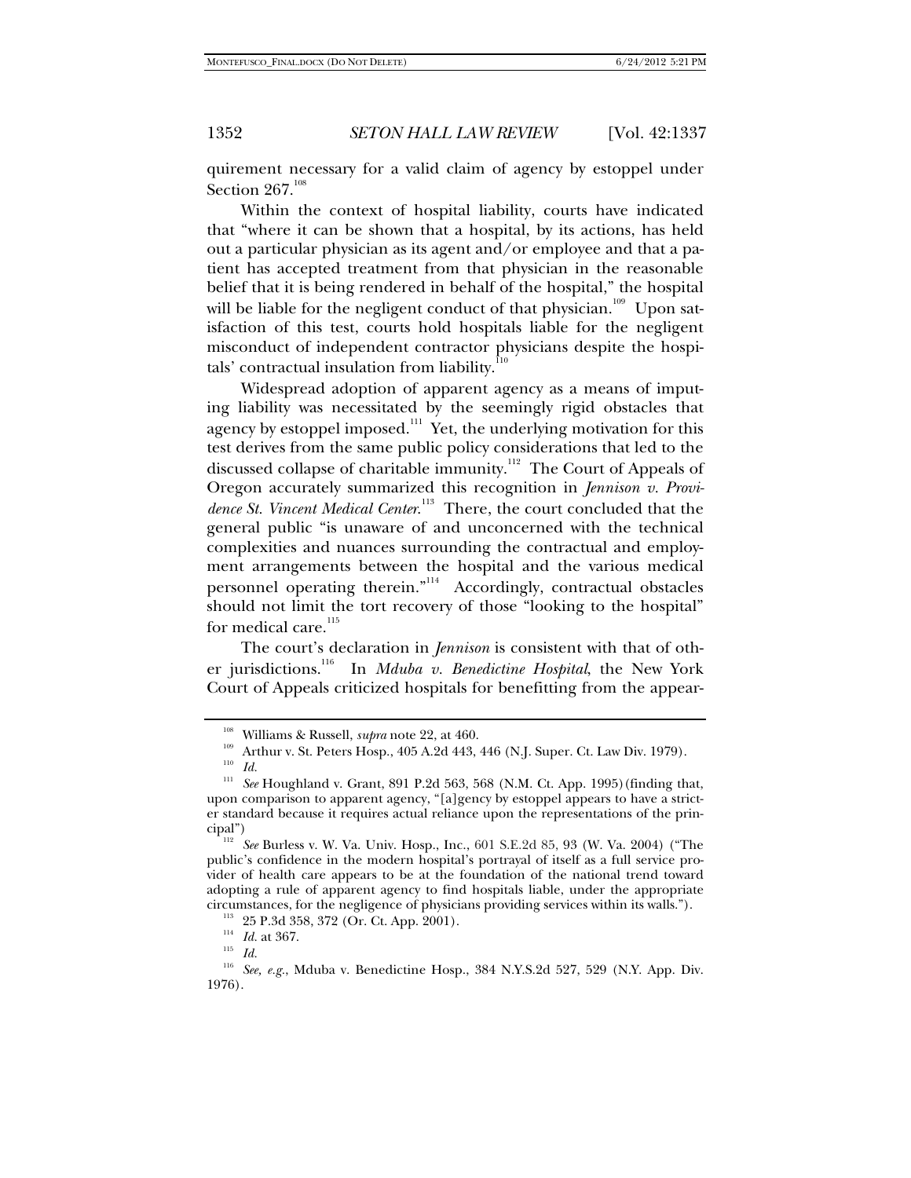quirement necessary for a valid claim of agency by estoppel under Section 267.[108]

Within the context of hospital liability, courts have indicated that "where it can be shown that a hospital, by its actions, has held out a particular physician as its agent and/or employee and that a patient has accepted treatment from that physician in the reasonable belief that it is being rendered in behalf of the hospital," the hospital will be liable for the negligent conduct of that physician.[109] Upon satisfaction of this test, courts hold hospitals liable for the negligent misconduct of independent contractor physicians despite the hospitals' contractual insulation from liability.[110]

Widespread adoption of apparent agency as a means of imputing liability was necessitated by the seemingly rigid obstacles that agency by estoppel imposed.[111] Yet, the underlying motivation for this test derives from the same public policy considerations that led to the discussed collapse of charitable immunity.[112] The Court of Appeals of Oregon accurately summarized this recognition in *Jennison v. Providence St. Vincent Medical Center*.[113] There, the court concluded that the general public "is unaware of and unconcerned with the technical complexities and nuances surrounding the contractual and employment arrangements between the hospital and the various medical personnel operating therein."[114] Accordingly, contractual obstacles should not limit the tort recovery of those "looking to the hospital" for medical care.[115]

The court's declaration in *Jennison* is consistent with that of other jurisdictions.[116] In *Mduba v. Benedictine Hospital*, the New York Court of Appeals criticized hospitals for benefitting from the appear-

---

[108] Williams & Russell, *supra* note 22, at 460.

[109] Arthur v. St. Peters Hosp., 405 A.2d 443, 446 (N.J. Super. Ct. Law Div. 1979).

[110] *Id.*

[111] *See* Houghland v. Grant, 891 P.2d 563, 568 (N.M. Ct. App. 1995)(finding that, upon comparison to apparent agency, "[a]gency by estoppel appears to have a stricter standard because it requires actual reliance upon the representations of the principal")

[112] *See* Burless v. W. Va. Univ. Hosp., Inc., 601 S.E.2d 85, 93 (W. Va. 2004) ("The public's confidence in the modern hospital's portrayal of itself as a full service provider of health care appears to be at the foundation of the national trend toward adopting a rule of apparent agency to find hospitals liable, under the appropriate circumstances, for the negligence of physicians providing services within its walls.").

[113] 25 P.3d 358, 372 (Or. Ct. App. 2001).

[114] *Id.* at 367.

[115] *Id.*

[116] *See, e.g.*, Mduba v. Benedictine Hosp., 384 N.Y.S.2d 527, 529 (N.Y. App. Div. 1976).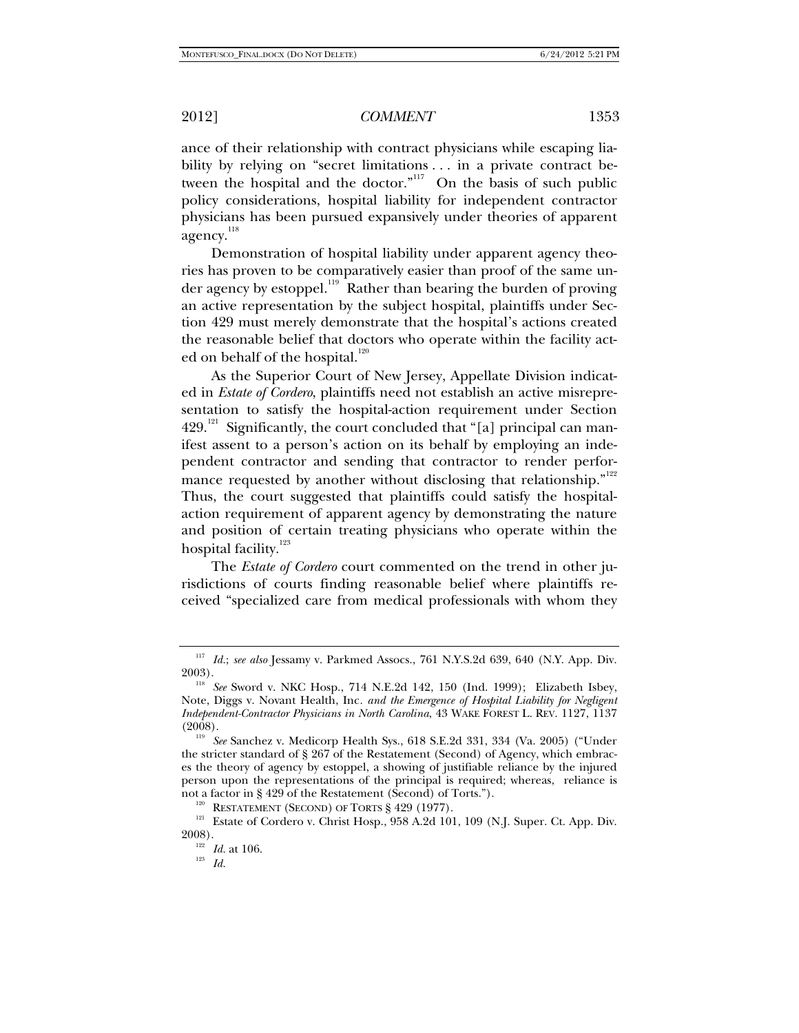ance of their relationship with contract physicians while escaping liability by relying on "secret limitations . . . in a private contract between the hospital and the doctor."[117] On the basis of such public policy considerations, hospital liability for independent contractor physicians has been pursued expansively under theories of apparent agency.[118]

Demonstration of hospital liability under apparent agency theories has proven to be comparatively easier than proof of the same under agency by estoppel.[119] Rather than bearing the burden of proving an active representation by the subject hospital, plaintiffs under Section 429 must merely demonstrate that the hospital's actions created the reasonable belief that doctors who operate within the facility acted on behalf of the hospital.[120]

As the Superior Court of New Jersey, Appellate Division indicated in *Estate of Cordero*, plaintiffs need not establish an active misrepresentation to satisfy the hospital-action requirement under Section 429.[121] Significantly, the court concluded that "[a] principal can manifest assent to a person's action on its behalf by employing an independent contractor and sending that contractor to render performance requested by another without disclosing that relationship."[122] Thus, the court suggested that plaintiffs could satisfy the hospital-action requirement of apparent agency by demonstrating the nature and position of certain treating physicians who operate within the hospital facility.[123]

The *Estate of Cordero* court commented on the trend in other jurisdictions of courts finding reasonable belief where plaintiffs received "specialized care from medical professionals with whom they

---

[117] *Id.*; *see also* Jessamy v. Parkmed Assocs., 761 N.Y.S.2d 639, 640 (N.Y. App. Div. 2003).

[118] *See* Sword v. NKC Hosp., 714 N.E.2d 142, 150 (Ind. 1999); Elizabeth Isbey, Note, Diggs v. Novant Health, Inc. *and the Emergence of Hospital Liability for Negligent Independent-Contractor Physicians in North Carolina*, 43 WAKE FOREST L. REV. 1127, 1137 (2008).

[119] *See* Sanchez v. Medicorp Health Sys., 618 S.E.2d 331, 334 (Va. 2005) ("Under the stricter standard of § 267 of the Restatement (Second) of Agency, which embraces the theory of agency by estoppel, a showing of justifiable reliance by the injured person upon the representations of the principal is required; whereas, reliance is not a factor in § 429 of the Restatement (Second) of Torts.").

[120] RESTATEMENT (SECOND) OF TORTS § 429 (1977).

[121] Estate of Cordero v. Christ Hosp., 958 A.2d 101, 109 (N.J. Super. Ct. App. Div. 2008).

[122] *Id.* at 106.

[123] *Id.*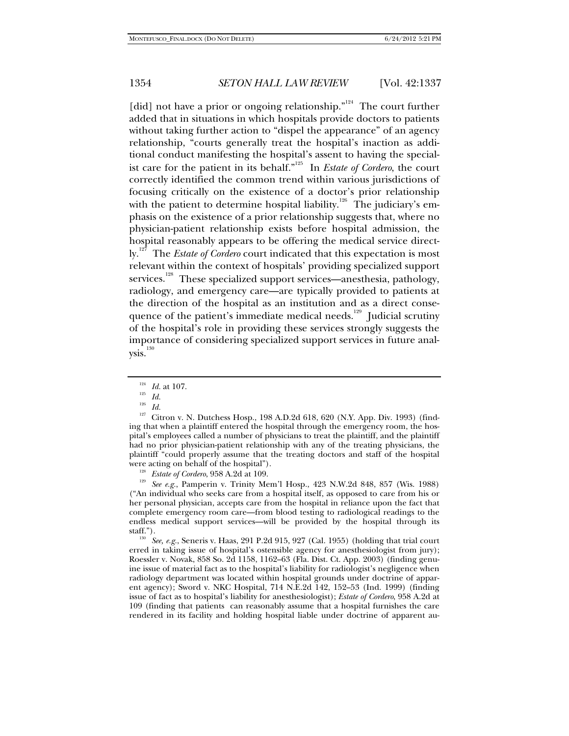[did] not have a prior or ongoing relationship."[124] The court further added that in situations in which hospitals provide doctors to patients without taking further action to "dispel the appearance" of an agency relationship, "courts generally treat the hospital's inaction as additional conduct manifesting the hospital's assent to having the specialist care for the patient in its behalf."[125] In *Estate of Cordero*, the court correctly identified the common trend within various jurisdictions of focusing critically on the existence of a doctor's prior relationship with the patient to determine hospital liability.[126] The judiciary's emphasis on the existence of a prior relationship suggests that, where no physician-patient relationship exists before hospital admission, the hospital reasonably appears to be offering the medical service directly.[127] The *Estate of Cordero* court indicated that this expectation is most relevant within the context of hospitals' providing specialized support services.[128] These specialized support services—anesthesia, pathology, radiology, and emergency care—are typically provided to patients at the direction of the hospital as an institution and as a direct consequence of the patient's immediate medical needs.[129] Judicial scrutiny of the hospital's role in providing these services strongly suggests the importance of considering specialized support services in future analysis.[130]

---

[124] *Id.* at 107.

[125] *Id.*

[126] *Id.*

[127] Citron v. N. Dutchess Hosp., 198 A.D.2d 618, 620 (N.Y. App. Div. 1993) (finding that when a plaintiff entered the hospital through the emergency room, the hospital's employees called a number of physicians to treat the plaintiff, and the plaintiff had no prior physician-patient relationship with any of the treating physicians, the plaintiff "could properly assume that the treating doctors and staff of the hospital were acting on behalf of the hospital").

[128] *Estate of Cordero*, 958 A.2d at 109.

[129] *See e.g.*, Pamperin v. Trinity Mem'l Hosp., 423 N.W.2d 848, 857 (Wis. 1988) ("An individual who seeks care from a hospital itself, as opposed to care from his or her personal physician, accepts care from the hospital in reliance upon the fact that complete emergency room care—from blood testing to radiological readings to the endless medical support services—will be provided by the hospital through its staff.").

[130] *See, e.g.*, Seneris v. Haas, 291 P.2d 915, 927 (Cal. 1955) (holding that trial court erred in taking issue of hospital's ostensible agency for anesthesiologist from jury); Roessler v. Novak, 858 So. 2d 1158, 1162–63 (Fla. Dist. Ct. App. 2003) (finding genuine issue of material fact as to the hospital's liability for radiologist's negligence when radiology department was located within hospital grounds under doctrine of apparent agency); Sword v. NKC Hospital, 714 N.E.2d 142, 152–53 (Ind. 1999) (finding issue of fact as to hospital's liability for anesthesiologist); *Estate of Cordero*, 958 A.2d at 109 (finding that patients can reasonably assume that a hospital furnishes the care rendered in its facility and holding hospital liable under doctrine of apparent au-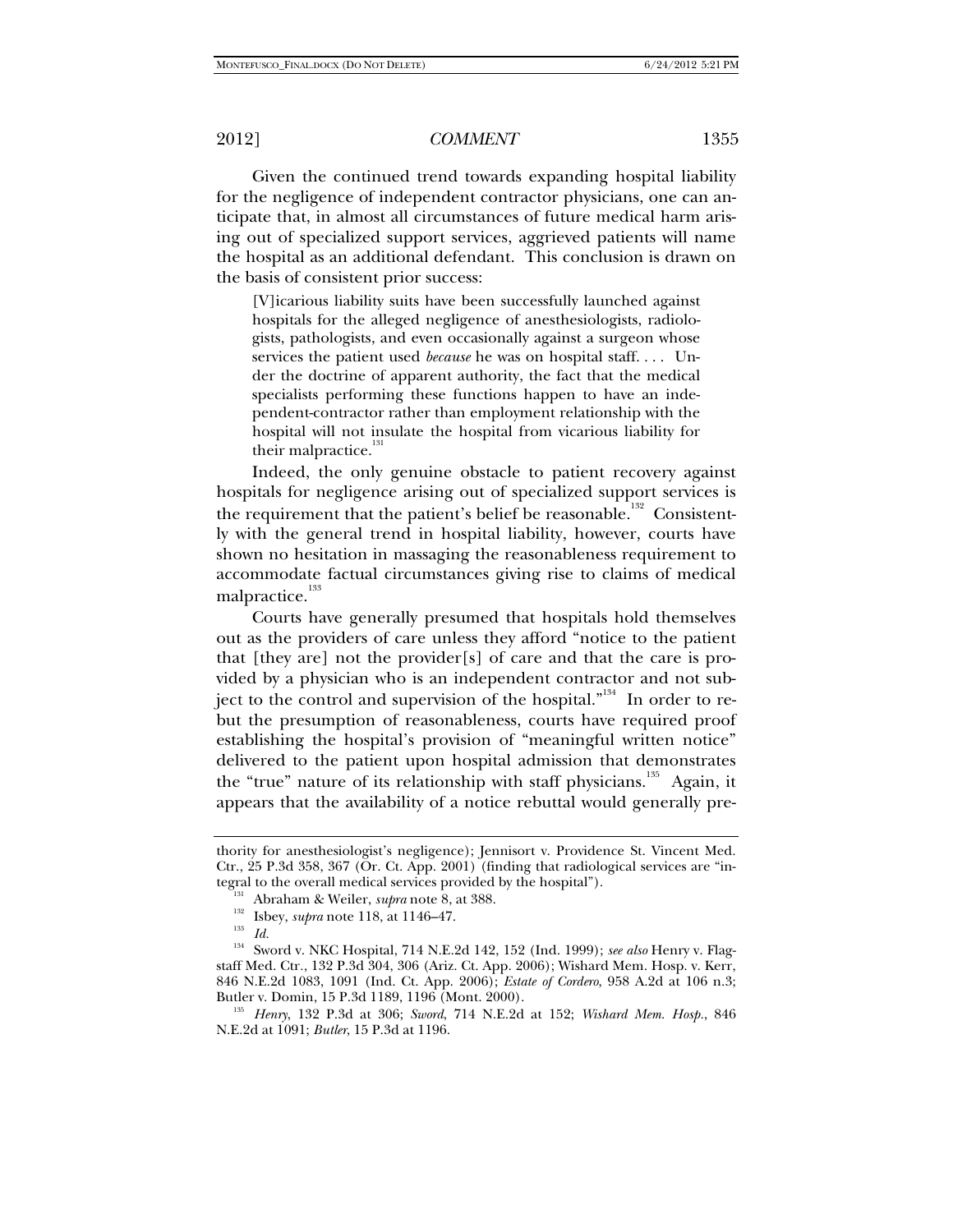Given the continued trend towards expanding hospital liability for the negligence of independent contractor physicians, one can anticipate that, in almost all circumstances of future medical harm arising out of specialized support services, aggrieved patients will name the hospital as an additional defendant. This conclusion is drawn on the basis of consistent prior success:

> [V]icarious liability suits have been successfully launched against hospitals for the alleged negligence of anesthesiologists, radiologists, pathologists, and even occasionally against a surgeon whose services the patient used *because* he was on hospital staff. . . . Under the doctrine of apparent authority, the fact that the medical specialists performing these functions happen to have an independent-contractor rather than employment relationship with the hospital will not insulate the hospital from vicarious liability for their malpractice.[131]

Indeed, the only genuine obstacle to patient recovery against hospitals for negligence arising out of specialized support services is the requirement that the patient's belief be reasonable.[132] Consistently with the general trend in hospital liability, however, courts have shown no hesitation in massaging the reasonableness requirement to accommodate factual circumstances giving rise to claims of medical malpractice.[133]

Courts have generally presumed that hospitals hold themselves out as the providers of care unless they afford "notice to the patient that [they are] not the provider[s] of care and that the care is provided by a physician who is an independent contractor and not subject to the control and supervision of the hospital."[134] In order to rebut the presumption of reasonableness, courts have required proof establishing the hospital's provision of "meaningful written notice" delivered to the patient upon hospital admission that demonstrates the "true" nature of its relationship with staff physicians.[135] Again, it appears that the availability of a notice rebuttal would generally pre-

---

thority for anesthesiologist's negligence); Jennisort v. Providence St. Vincent Med. Ctr., 25 P.3d 358, 367 (Or. Ct. App. 2001) (finding that radiological services are "integral to the overall medical services provided by the hospital").

[131] Abraham & Weiler, *supra* note 8, at 388.

[132] Isbey, *supra* note 118, at 1146–47.

[133] *Id.*

[134] Sword v. NKC Hospital, 714 N.E.2d 142, 152 (Ind. 1999); *see also* Henry v. Flagstaff Med. Ctr., 132 P.3d 304, 306 (Ariz. Ct. App. 2006); Wishard Mem. Hosp. v. Kerr, 846 N.E.2d 1083, 1091 (Ind. Ct. App. 2006); *Estate of Cordero*, 958 A.2d at 106 n.3; Butler v. Domin, 15 P.3d 1189, 1196 (Mont. 2000).

[135] *Henry*, 132 P.3d at 306; *Sword*, 714 N.E.2d at 152; *Wishard Mem. Hosp.*, 846 N.E.2d at 1091; *Butler*, 15 P.3d at 1196.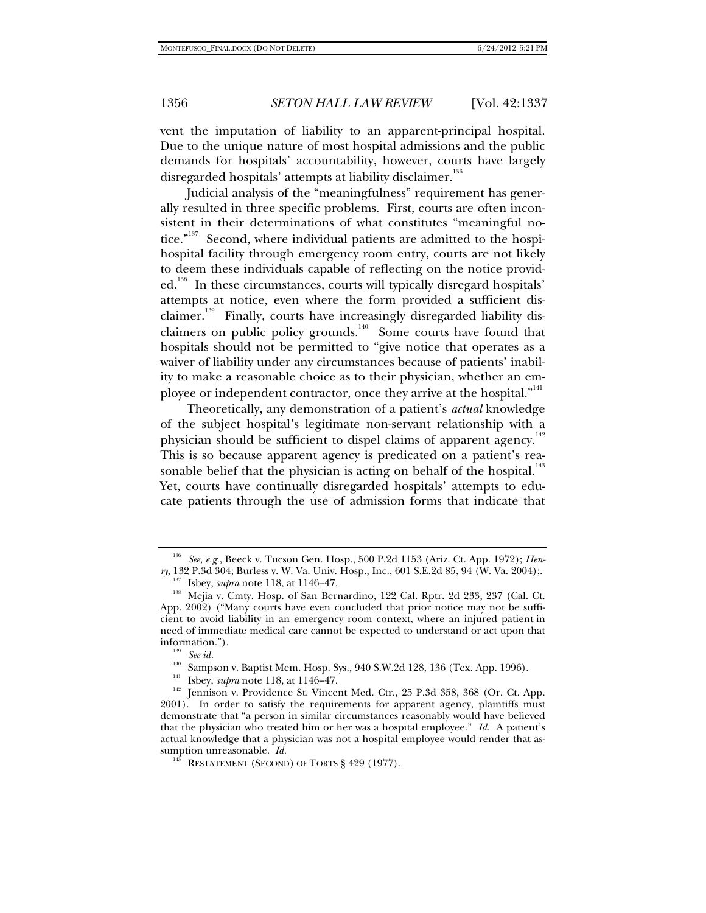vent the imputation of liability to an apparent-principal hospital. Due to the unique nature of most hospital admissions and the public demands for hospitals' accountability, however, courts have largely disregarded hospitals' attempts at liability disclaimer.[136]

Judicial analysis of the "meaningfulness" requirement has generally resulted in three specific problems. First, courts are often inconsistent in their determinations of what constitutes "meaningful notice."[137] Second, where individual patients are admitted to the hospital facility through emergency room entry, courts are not likely to deem these individuals capable of reflecting on the notice provided.[138] In these circumstances, courts will typically disregard hospitals' attempts at notice, even where the form provided a sufficient disclaimer.[139] Finally, courts have increasingly disregarded liability disclaimers on public policy grounds.[140] Some courts have found that hospitals should not be permitted to "give notice that operates as a waiver of liability under any circumstances because of patients' inability to make a reasonable choice as to their physician, whether an employee or independent contractor, once they arrive at the hospital."[141]

Theoretically, any demonstration of a patient's *actual* knowledge of the subject hospital's legitimate non-servant relationship with a physician should be sufficient to dispel claims of apparent agency.[142] This is so because apparent agency is predicated on a patient's reasonable belief that the physician is acting on behalf of the hospital.[143] Yet, courts have continually disregarded hospitals' attempts to educate patients through the use of admission forms that indicate that

---

[136] *See, e.g.*, Beeck v. Tucson Gen. Hosp., 500 P.2d 1153 (Ariz. Ct. App. 1972); *Henry*, 132 P.3d 304; Burless v. W. Va. Univ. Hosp., Inc., 601 S.E.2d 85, 94 (W. Va. 2004);.

[137] Isbey, *supra* note 118, at 1146–47.

[138] Mejia v. Cmty. Hosp. of San Bernardino, 122 Cal. Rptr. 2d 233, 237 (Cal. Ct. App. 2002) ("Many courts have even concluded that prior notice may not be sufficient to avoid liability in an emergency room context, where an injured patient in need of immediate medical care cannot be expected to understand or act upon that information.").

[139] *See id.*

[140] Sampson v. Baptist Mem. Hosp. Sys., 940 S.W.2d 128, 136 (Tex. App. 1996).

[141] Isbey, *supra* note 118, at 1146–47.

[142] Jennison v. Providence St. Vincent Med. Ctr., 25 P.3d 358, 368 (Or. Ct. App. 2001). In order to satisfy the requirements for apparent agency, plaintiffs must demonstrate that "a person in similar circumstances reasonably would have believed that the physician who treated him or her was a hospital employee." *Id.* A patient's actual knowledge that a physician was not a hospital employee would render that assumption unreasonable. *Id.*

[143] RESTATEMENT (SECOND) OF TORTS § 429 (1977).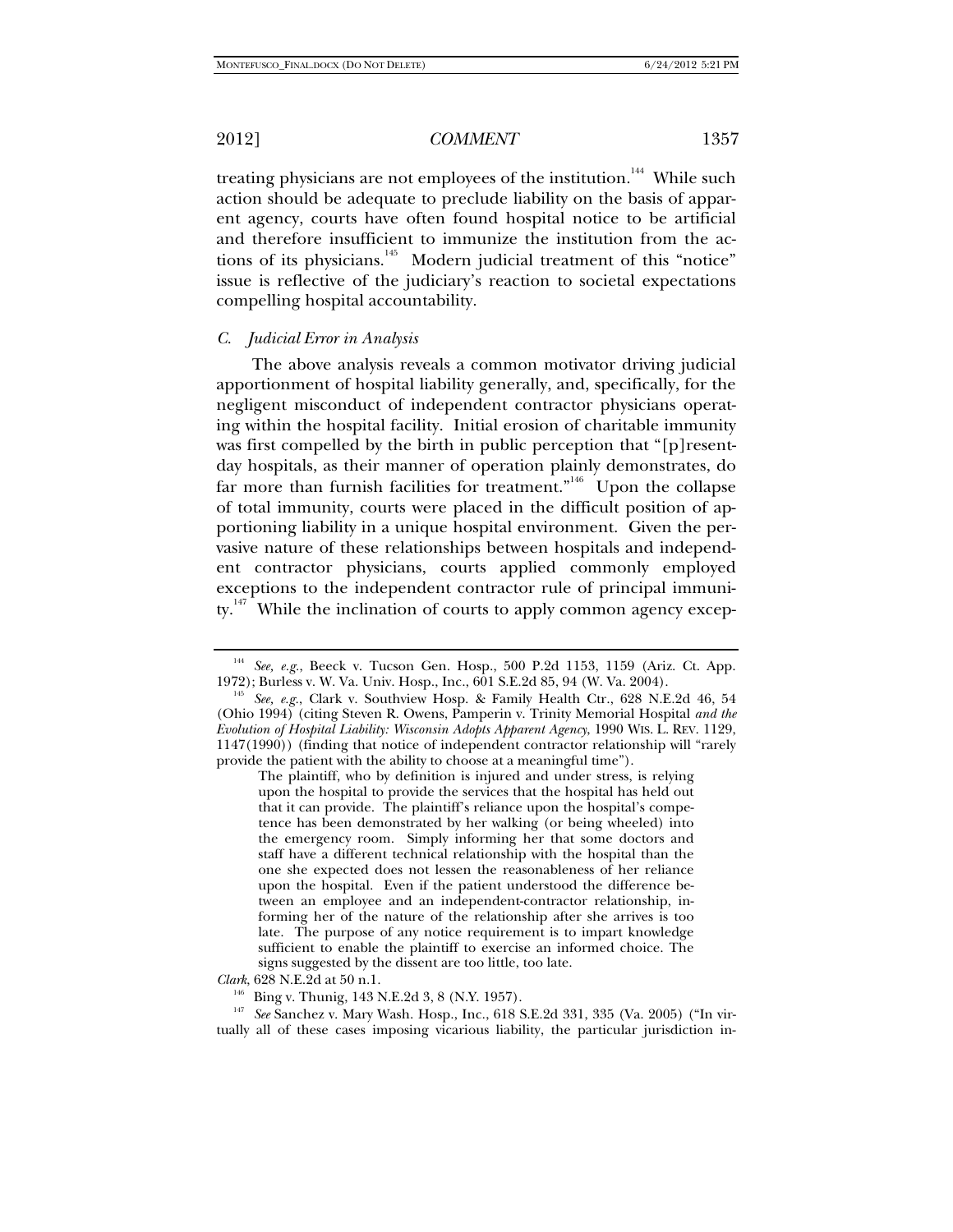treating physicians are not employees of the institution.[144] While such action should be adequate to preclude liability on the basis of apparent agency, courts have often found hospital notice to be artificial and therefore insufficient to immunize the institution from the actions of its physicians.[145] Modern judicial treatment of this "notice" issue is reflective of the judiciary's reaction to societal expectations compelling hospital accountability.

### *C. Judicial Error in Analysis*

The above analysis reveals a common motivator driving judicial apportionment of hospital liability generally, and, specifically, for the negligent misconduct of independent contractor physicians operating within the hospital facility. Initial erosion of charitable immunity was first compelled by the birth in public perception that "[p]resent-day hospitals, as their manner of operation plainly demonstrates, do far more than furnish facilities for treatment."[146] Upon the collapse of total immunity, courts were placed in the difficult position of apportioning liability in a unique hospital environment. Given the pervasive nature of these relationships between hospitals and independent contractor physicians, courts applied commonly employed exceptions to the independent contractor rule of principal immunity.[147] While the inclination of courts to apply common agency excep-

---

[144] *See, e.g.*, Beeck v. Tucson Gen. Hosp., 500 P.2d 1153, 1159 (Ariz. Ct. App. 1972); Burless v. W. Va. Univ. Hosp., Inc., 601 S.E.2d 85, 94 (W. Va. 2004).

[145] *See, e.g.*, Clark v. Southview Hosp. & Family Health Ctr., 628 N.E.2d 46, 54 (Ohio 1994) (citing Steven R. Owens, Pamperin v. Trinity Memorial Hospital *and the Evolution of Hospital Liability: Wisconsin Adopts Apparent Agency*, 1990 WIS. L. REV. 1129, 1147(1990)) (finding that notice of independent contractor relationship will "rarely provide the patient with the ability to choose at a meaningful time").

> The plaintiff, who by definition is injured and under stress, is relying upon the hospital to provide the services that the hospital has held out that it can provide. The plaintiff's reliance upon the hospital's competence has been demonstrated by her walking (or being wheeled) into the emergency room. Simply informing her that some doctors and staff have a different technical relationship with the hospital than the one she expected does not lessen the reasonableness of her reliance upon the hospital. Even if the patient understood the difference between an employee and an independent-contractor relationship, informing her of the nature of the relationship after she arrives is too late. The purpose of any notice requirement is to impart knowledge sufficient to enable the plaintiff to exercise an informed choice. The signs suggested by the dissent are too little, too late.

*Clark*, 628 N.E.2d at 50 n.1.

[146] Bing v. Thunig, 143 N.E.2d 3, 8 (N.Y. 1957).

[147] *See* Sanchez v. Mary Wash. Hosp., Inc., 618 S.E.2d 331, 335 (Va. 2005) ("In virtually all of these cases imposing vicarious liability, the particular jurisdiction in-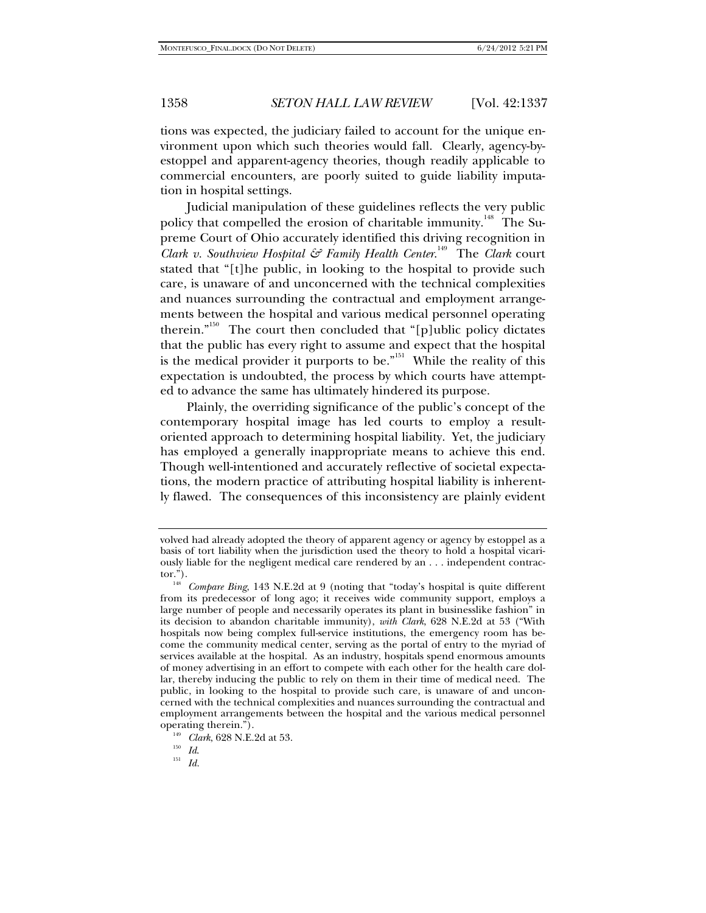tions was expected, the judiciary failed to account for the unique environment upon which such theories would fall. Clearly, agency-by-estoppel and apparent-agency theories, though readily applicable to commercial encounters, are poorly suited to guide liability imputation in hospital settings.

Judicial manipulation of these guidelines reflects the very public policy that compelled the erosion of charitable immunity.[148] The Supreme Court of Ohio accurately identified this driving recognition in *Clark v. Southview Hospital & Family Health Center*.[149] The *Clark* court stated that "[t]he public, in looking to the hospital to provide such care, is unaware of and unconcerned with the technical complexities and nuances surrounding the contractual and employment arrangements between the hospital and various medical personnel operating therein."[150] The court then concluded that "[p]ublic policy dictates that the public has every right to assume and expect that the hospital is the medical provider it purports to be."[151] While the reality of this expectation is undoubted, the process by which courts have attempted to advance the same has ultimately hindered its purpose.

Plainly, the overriding significance of the public's concept of the contemporary hospital image has led courts to employ a result-oriented approach to determining hospital liability. Yet, the judiciary has employed a generally inappropriate means to achieve this end. Though well-intentioned and accurately reflective of societal expectations, the modern practice of attributing hospital liability is inherently flawed. The consequences of this inconsistency are plainly evident

---

volved had already adopted the theory of apparent agency or agency by estoppel as a basis of tort liability when the jurisdiction used the theory to hold a hospital vicariously liable for the negligent medical care rendered by an . . . independent contractor.").

[148] *Compare Bing*, 143 N.E.2d at 9 (noting that "today's hospital is quite different from its predecessor of long ago; it receives wide community support, employs a large number of people and necessarily operates its plant in businesslike fashion" in its decision to abandon charitable immunity), *with Clark*, 628 N.E.2d at 53 ("With hospitals now being complex full-service institutions, the emergency room has become the community medical center, serving as the portal of entry to the myriad of services available at the hospital. As an industry, hospitals spend enormous amounts of money advertising in an effort to compete with each other for the health care dollar, thereby inducing the public to rely on them in their time of medical need. The public, in looking to the hospital to provide such care, is unaware of and unconcerned with the technical complexities and nuances surrounding the contractual and employment arrangements between the hospital and the various medical personnel operating therein.").

[149] *Clark*, 628 N.E.2d at 53.

[150] *Id.*

[151] *Id.*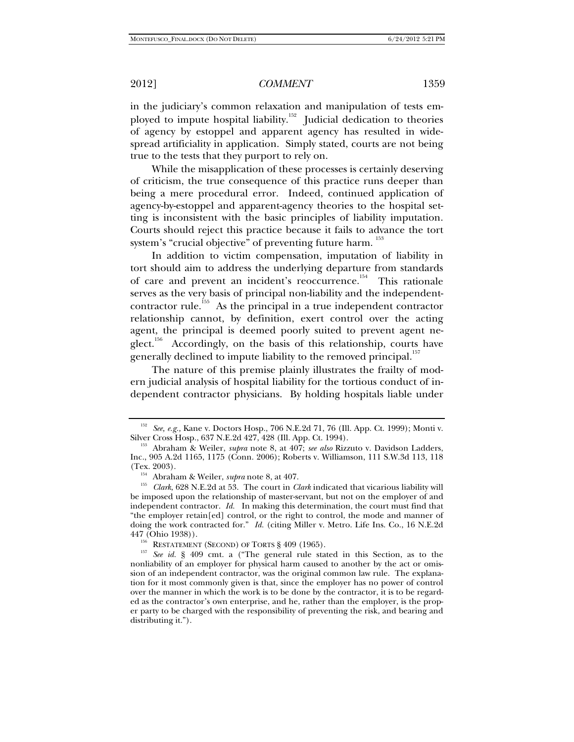in the judiciary's common relaxation and manipulation of tests employed to impute hospital liability.[152] Judicial dedication to theories of agency by estoppel and apparent agency has resulted in widespread artificiality in application. Simply stated, courts are not being true to the tests that they purport to rely on.

While the misapplication of these processes is certainly deserving of criticism, the true consequence of this practice runs deeper than being a mere procedural error. Indeed, continued application of agency-by-estoppel and apparent-agency theories to the hospital setting is inconsistent with the basic principles of liability imputation. Courts should reject this practice because it fails to advance the tort system's "crucial objective" of preventing future harm.[153]

In addition to victim compensation, imputation of liability in tort should aim to address the underlying departure from standards of care and prevent an incident's reoccurrence.[154] This rationale serves as the very basis of principal non-liability and the independent-contractor rule.[155] As the principal in a true independent contractor relationship cannot, by definition, exert control over the acting agent, the principal is deemed poorly suited to prevent agent neglect.[156] Accordingly, on the basis of this relationship, courts have generally declined to impute liability to the removed principal.[157]

The nature of this premise plainly illustrates the frailty of modern judicial analysis of hospital liability for the tortious conduct of independent contractor physicians. By holding hospitals liable under

---

[152] *See, e.g.*, Kane v. Doctors Hosp., 706 N.E.2d 71, 76 (Ill. App. Ct. 1999); Monti v. Silver Cross Hosp., 637 N.E.2d 427, 428 (Ill. App. Ct. 1994).

[153] Abraham & Weiler, *supra* note 8, at 407; *see also* Rizzuto v. Davidson Ladders, Inc., 905 A.2d 1165, 1175 (Conn. 2006); Roberts v. Williamson, 111 S.W.3d 113, 118 (Tex. 2003).

[154] Abraham & Weiler, *supra* note 8, at 407.

[155] *Clark*, 628 N.E.2d at 53. The court in *Clark* indicated that vicarious liability will be imposed upon the relationship of master-servant, but not on the employer of and independent contractor. *Id.* In making this determination, the court must find that "the employer retain[ed] control, or the right to control, the mode and manner of doing the work contracted for." *Id.* (citing Miller v. Metro. Life Ins. Co., 16 N.E.2d 447 (Ohio 1938)).

[156] RESTATEMENT (SECOND) OF TORTS § 409 (1965).

[157] *See id.* § 409 cmt. a ("The general rule stated in this Section, as to the nonliability of an employer for physical harm caused to another by the act or omission of an independent contractor, was the original common law rule. The explanation for it most commonly given is that, since the employer has no power of control over the manner in which the work is to be done by the contractor, it is to be regarded as the contractor's own enterprise, and he, rather than the employer, is the proper party to be charged with the responsibility of preventing the risk, and bearing and distributing it.").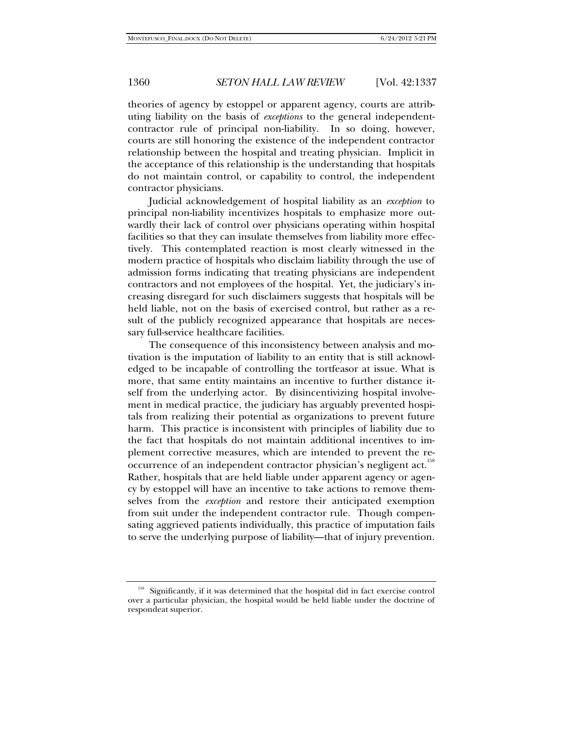theories of agency by estoppel or apparent agency, courts are attributing liability on the basis of *exceptions* to the general independent-contractor rule of principal non-liability. In so doing, however, courts are still honoring the existence of the independent contractor relationship between the hospital and treating physician. Implicit in the acceptance of this relationship is the understanding that hospitals do not maintain control, or capability to control, the independent contractor physicians.

Judicial acknowledgement of hospital liability as an *exception* to principal non-liability incentivizes hospitals to emphasize more outwardly their lack of control over physicians operating within hospital facilities so that they can insulate themselves from liability more effectively. This contemplated reaction is most clearly witnessed in the modern practice of hospitals who disclaim liability through the use of admission forms indicating that treating physicians are independent contractors and not employees of the hospital. Yet, the judiciary's increasing disregard for such disclaimers suggests that hospitals will be held liable, not on the basis of exercised control, but rather as a result of the publicly recognized appearance that hospitals are necessary full-service healthcare facilities.

The consequence of this inconsistency between analysis and motivation is the imputation of liability to an entity that is still acknowledged to be incapable of controlling the tortfeasor at issue. What is more, that same entity maintains an incentive to further distance itself from the underlying actor. By disincentivizing hospital involvement in medical practice, the judiciary has arguably prevented hospitals from realizing their potential as organizations to prevent future harm. This practice is inconsistent with principles of liability due to the fact that hospitals do not maintain additional incentives to implement corrective measures, which are intended to prevent the reoccurrence of an independent contractor physician's negligent act.[158] Rather, hospitals that are held liable under apparent agency or agency by estoppel will have an incentive to take actions to remove themselves from the *exception* and restore their anticipated exemption from suit under the independent contractor rule. Though compensating aggrieved patients individually, this practice of imputation fails to serve the underlying purpose of liability—that of injury prevention.

---

[158] Significantly, if it was determined that the hospital did in fact exercise control over a particular physician, the hospital would be held liable under the doctrine of respondeat superior.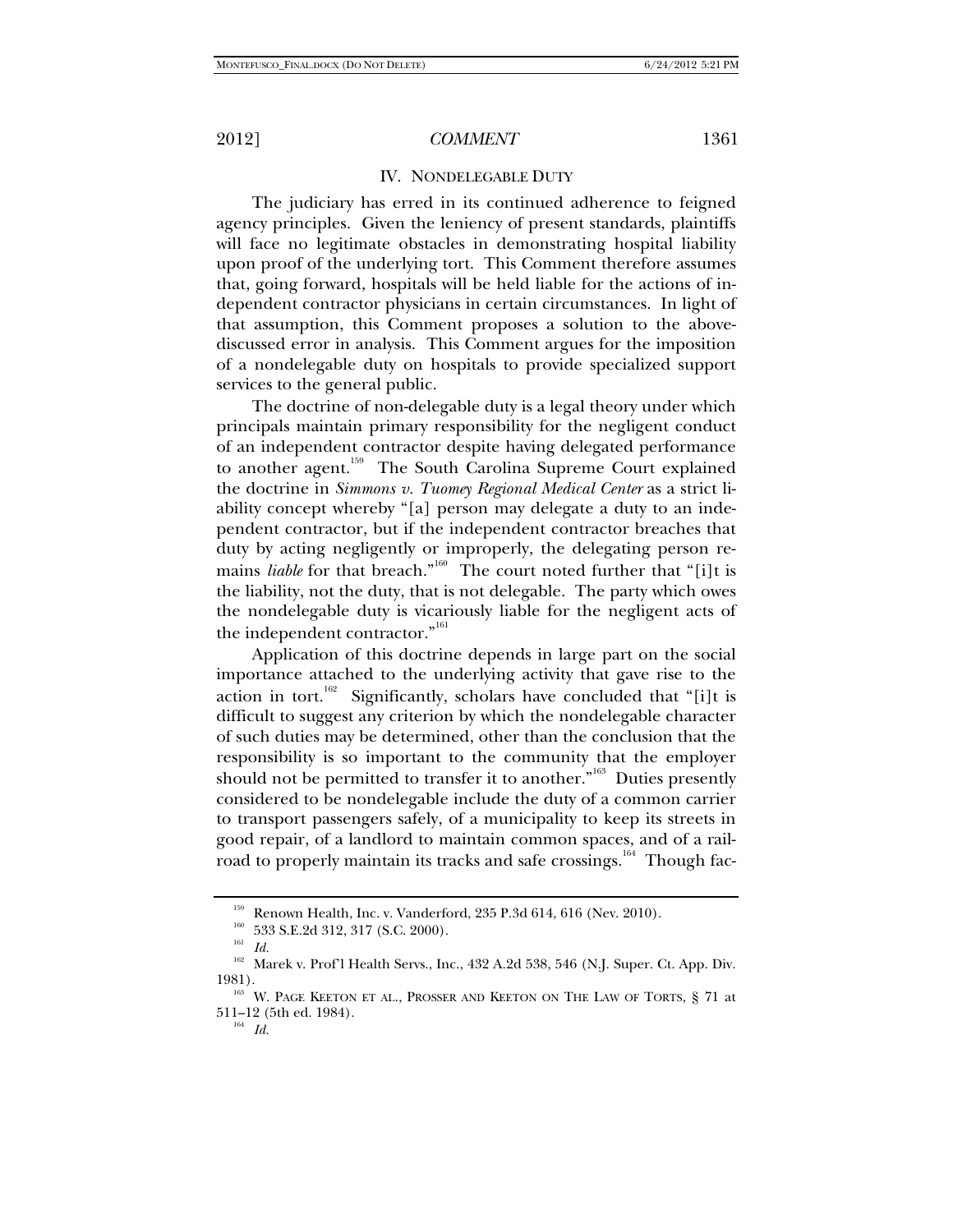## IV. NONDELEGABLE DUTY

The judiciary has erred in its continued adherence to feigned agency principles. Given the leniency of present standards, plaintiffs will face no legitimate obstacles in demonstrating hospital liability upon proof of the underlying tort. This Comment therefore assumes that, going forward, hospitals will be held liable for the actions of independent contractor physicians in certain circumstances. In light of that assumption, this Comment proposes a solution to the above-discussed error in analysis. This Comment argues for the imposition of a nondelegable duty on hospitals to provide specialized support services to the general public.

The doctrine of non-delegable duty is a legal theory under which principals maintain primary responsibility for the negligent conduct of an independent contractor despite having delegated performance to another agent.[159] The South Carolina Supreme Court explained the doctrine in *Simmons v. Tuomey Regional Medical Center* as a strict liability concept whereby "[a] person may delegate a duty to an independent contractor, but if the independent contractor breaches that duty by acting negligently or improperly, the delegating person remains *liable* for that breach."[160] The court noted further that "[i]t is the liability, not the duty, that is not delegable. The party which owes the nondelegable duty is vicariously liable for the negligent acts of the independent contractor."[161]

Application of this doctrine depends in large part on the social importance attached to the underlying activity that gave rise to the action in tort.[162] Significantly, scholars have concluded that "[i]t is difficult to suggest any criterion by which the nondelegable character of such duties may be determined, other than the conclusion that the responsibility is so important to the community that the employer should not be permitted to transfer it to another."[163] Duties presently considered to be nondelegable include the duty of a common carrier to transport passengers safely, of a municipality to keep its streets in good repair, of a landlord to maintain common spaces, and of a railroad to properly maintain its tracks and safe crossings.[164] Though fac-

---

[159] Renown Health, Inc. v. Vanderford, 235 P.3d 614, 616 (Nev. 2010).

[160] 533 S.E.2d 312, 317 (S.C. 2000).

[161] *Id.*

[162] Marek v. Prof'l Health Servs., Inc., 432 A.2d 538, 546 (N.J. Super. Ct. App. Div. 1981).

[163] W. PAGE KEETON ET AL., PROSSER AND KEETON ON THE LAW OF TORTS, § 71 at 511–12 (5th ed. 1984).

[164] *Id.*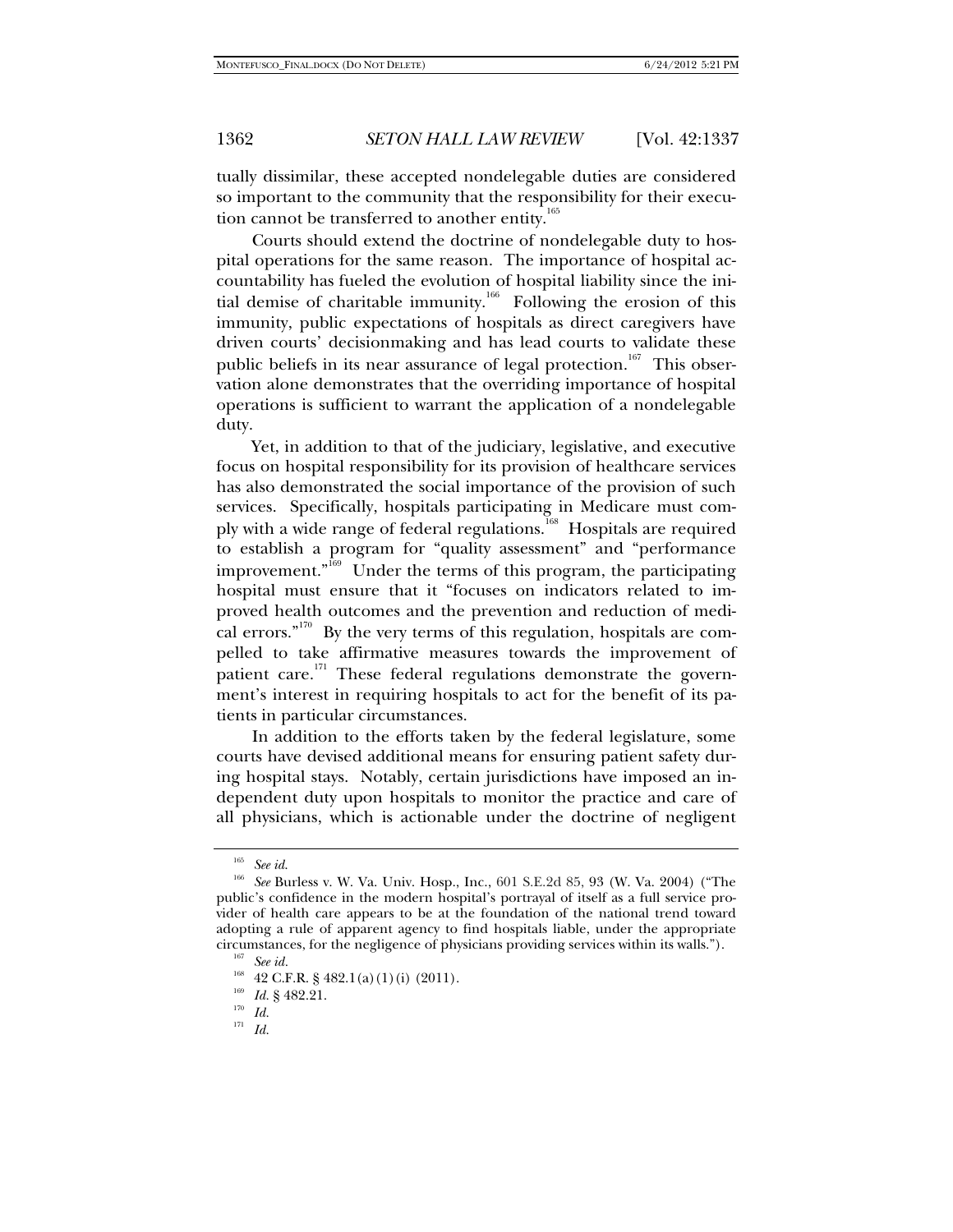tually dissimilar, these accepted nondelegable duties are considered so important to the community that the responsibility for their execution cannot be transferred to another entity.[165]

Courts should extend the doctrine of nondelegable duty to hospital operations for the same reason. The importance of hospital accountability has fueled the evolution of hospital liability since the initial demise of charitable immunity.[166] Following the erosion of this immunity, public expectations of hospitals as direct caregivers have driven courts' decisionmaking and has lead courts to validate these public beliefs in its near assurance of legal protection.[167] This observation alone demonstrates that the overriding importance of hospital operations is sufficient to warrant the application of a nondelegable duty.

Yet, in addition to that of the judiciary, legislative, and executive focus on hospital responsibility for its provision of healthcare services has also demonstrated the social importance of the provision of such services. Specifically, hospitals participating in Medicare must comply with a wide range of federal regulations.[168] Hospitals are required to establish a program for "quality assessment" and "performance improvement."[169] Under the terms of this program, the participating hospital must ensure that it "focuses on indicators related to improved health outcomes and the prevention and reduction of medical errors."[170] By the very terms of this regulation, hospitals are compelled to take affirmative measures towards the improvement of patient care.[171] These federal regulations demonstrate the government's interest in requiring hospitals to act for the benefit of its patients in particular circumstances.

In addition to the efforts taken by the federal legislature, some courts have devised additional means for ensuring patient safety during hospital stays. Notably, certain jurisdictions have imposed an independent duty upon hospitals to monitor the practice and care of all physicians, which is actionable under the doctrine of negligent

---

[165] *See id.*

[166] *See* Burless v. W. Va. Univ. Hosp., Inc., 601 S.E.2d 85, 93 (W. Va. 2004) ("The public's confidence in the modern hospital's portrayal of itself as a full service provider of health care appears to be at the foundation of the national trend toward adopting a rule of apparent agency to find hospitals liable, under the appropriate circumstances, for the negligence of physicians providing services within its walls.").

[167] *See id.*

[168] 42 C.F.R. § 482.1(a)(1)(i) (2011).

[169] *Id.* § 482.21.

[170] *Id.*

[171] *Id.*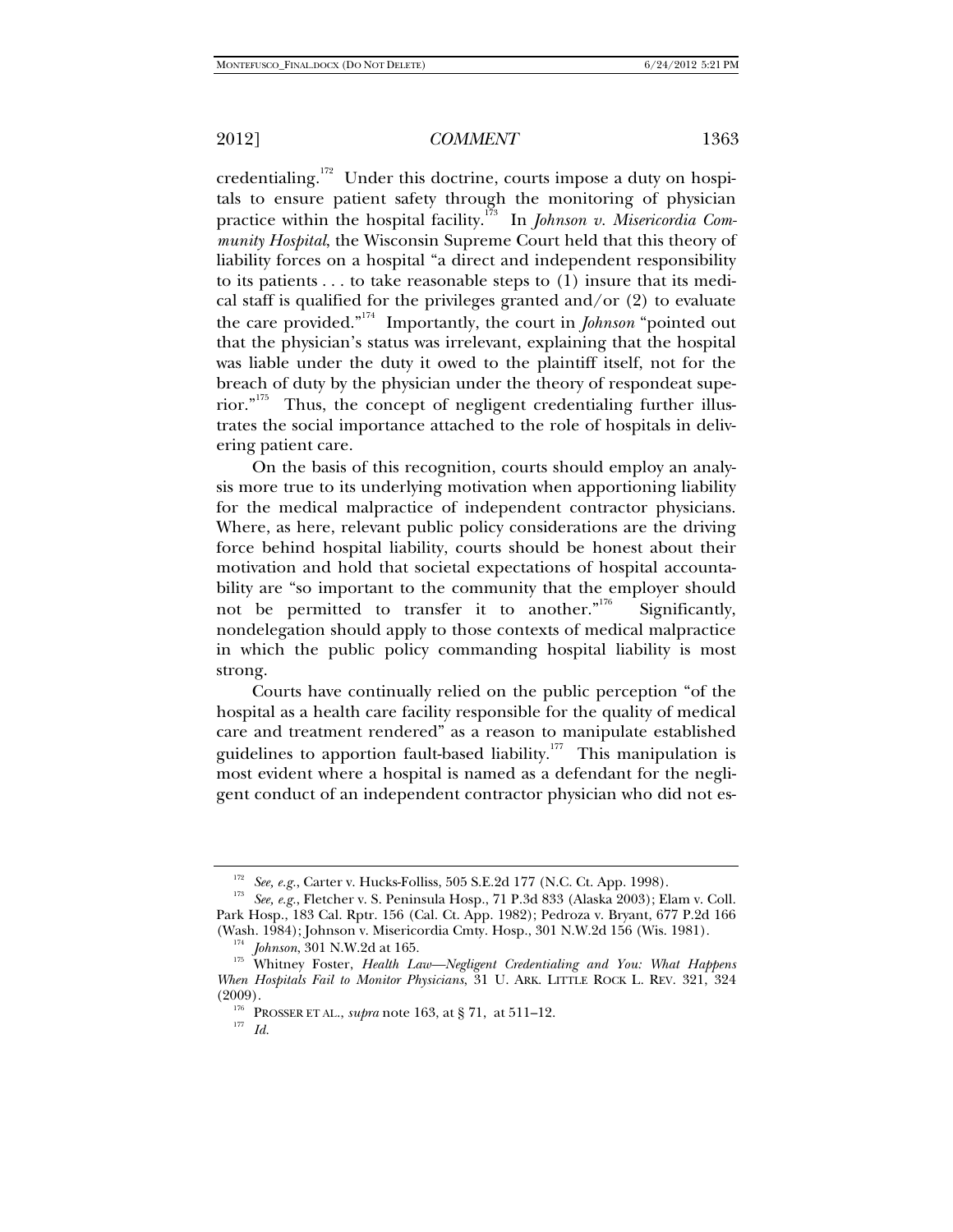credentialing.[172] Under this doctrine, courts impose a duty on hospitals to ensure patient safety through the monitoring of physician practice within the hospital facility.[173] In *Johnson v. Misericordia Community Hospital*, the Wisconsin Supreme Court held that this theory of liability forces on a hospital "a direct and independent responsibility to its patients . . . to take reasonable steps to (1) insure that its medical staff is qualified for the privileges granted and/or (2) to evaluate the care provided."[174] Importantly, the court in *Johnson* "pointed out that the physician's status was irrelevant, explaining that the hospital was liable under the duty it owed to the plaintiff itself, not for the breach of duty by the physician under the theory of respondeat superior."[175] Thus, the concept of negligent credentialing further illustrates the social importance attached to the role of hospitals in delivering patient care.

On the basis of this recognition, courts should employ an analysis more true to its underlying motivation when apportioning liability for the medical malpractice of independent contractor physicians. Where, as here, relevant public policy considerations are the driving force behind hospital liability, courts should be honest about their motivation and hold that societal expectations of hospital accountability are "so important to the community that the employer should not be permitted to transfer it to another."[176] Significantly, nondelegation should apply to those contexts of medical malpractice in which the public policy commanding hospital liability is most strong.

Courts have continually relied on the public perception "of the hospital as a health care facility responsible for the quality of medical care and treatment rendered" as a reason to manipulate established guidelines to apportion fault-based liability.[177] This manipulation is most evident where a hospital is named as a defendant for the negligent conduct of an independent contractor physician who did not es-

---

[172] *See, e.g.*, Carter v. Hucks-Folliss, 505 S.E.2d 177 (N.C. Ct. App. 1998).

[173] *See, e.g.*, Fletcher v. S. Peninsula Hosp., 71 P.3d 833 (Alaska 2003); Elam v. Coll. Park Hosp., 183 Cal. Rptr. 156 (Cal. Ct. App. 1982); Pedroza v. Bryant, 677 P.2d 166 (Wash. 1984); Johnson v. Misericordia Cmty. Hosp., 301 N.W.2d 156 (Wis. 1981).

[174] *Johnson*, 301 N.W.2d at 165.

[175] Whitney Foster, *Health Law—Negligent Credentialing and You: What Happens When Hospitals Fail to Monitor Physicians*, 31 U. ARK. LITTLE ROCK L. REV. 321, 324 (2009).

[176] PROSSER ET AL., *supra* note 163, at § 71, at 511–12.

[177] *Id.*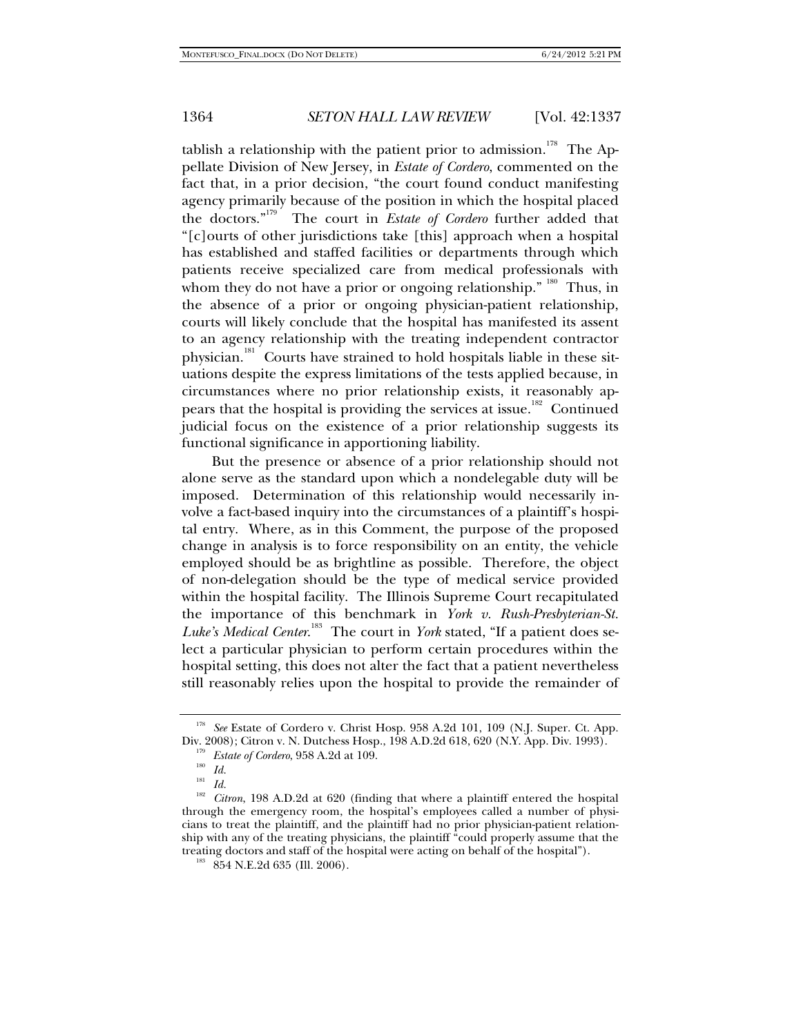tablish a relationship with the patient prior to admission.[178] The Appellate Division of New Jersey, in *Estate of Cordero*, commented on the fact that, in a prior decision, "the court found conduct manifesting agency primarily because of the position in which the hospital placed the doctors."[179] The court in *Estate of Cordero* further added that "[c]ourts of other jurisdictions take [this] approach when a hospital has established and staffed facilities or departments through which patients receive specialized care from medical professionals with whom they do not have a prior or ongoing relationship."[180] Thus, in the absence of a prior or ongoing physician-patient relationship, courts will likely conclude that the hospital has manifested its assent to an agency relationship with the treating independent contractor physician.[181] Courts have strained to hold hospitals liable in these situations despite the express limitations of the tests applied because, in circumstances where no prior relationship exists, it reasonably appears that the hospital is providing the services at issue.[182] Continued judicial focus on the existence of a prior relationship suggests its functional significance in apportioning liability.

But the presence or absence of a prior relationship should not alone serve as the standard upon which a nondelegable duty will be imposed. Determination of this relationship would necessarily involve a fact-based inquiry into the circumstances of a plaintiff's hospital entry. Where, as in this Comment, the purpose of the proposed change in analysis is to force responsibility on an entity, the vehicle employed should be as brightline as possible. Therefore, the object of non-delegation should be the type of medical service provided within the hospital facility. The Illinois Supreme Court recapitulated the importance of this benchmark in *York v. Rush-Presbyterian-St. Luke's Medical Center*.[183] The court in *York* stated, "If a patient does select a particular physician to perform certain procedures within the hospital setting, this does not alter the fact that a patient nevertheless still reasonably relies upon the hospital to provide the remainder of

---

[178] *See* Estate of Cordero v. Christ Hosp. 958 A.2d 101, 109 (N.J. Super. Ct. App. Div. 2008); Citron v. N. Dutchess Hosp., 198 A.D.2d 618, 620 (N.Y. App. Div. 1993).

[179] *Estate of Cordero*, 958 A.2d at 109.

[180] *Id.*

[181] *Id.*

[182] *Citron*, 198 A.D.2d at 620 (finding that where a plaintiff entered the hospital through the emergency room, the hospital's employees called a number of physicians to treat the plaintiff, and the plaintiff had no prior physician-patient relationship with any of the treating physicians, the plaintiff "could properly assume that the treating doctors and staff of the hospital were acting on behalf of the hospital").

[183] 854 N.E.2d 635 (Ill. 2006).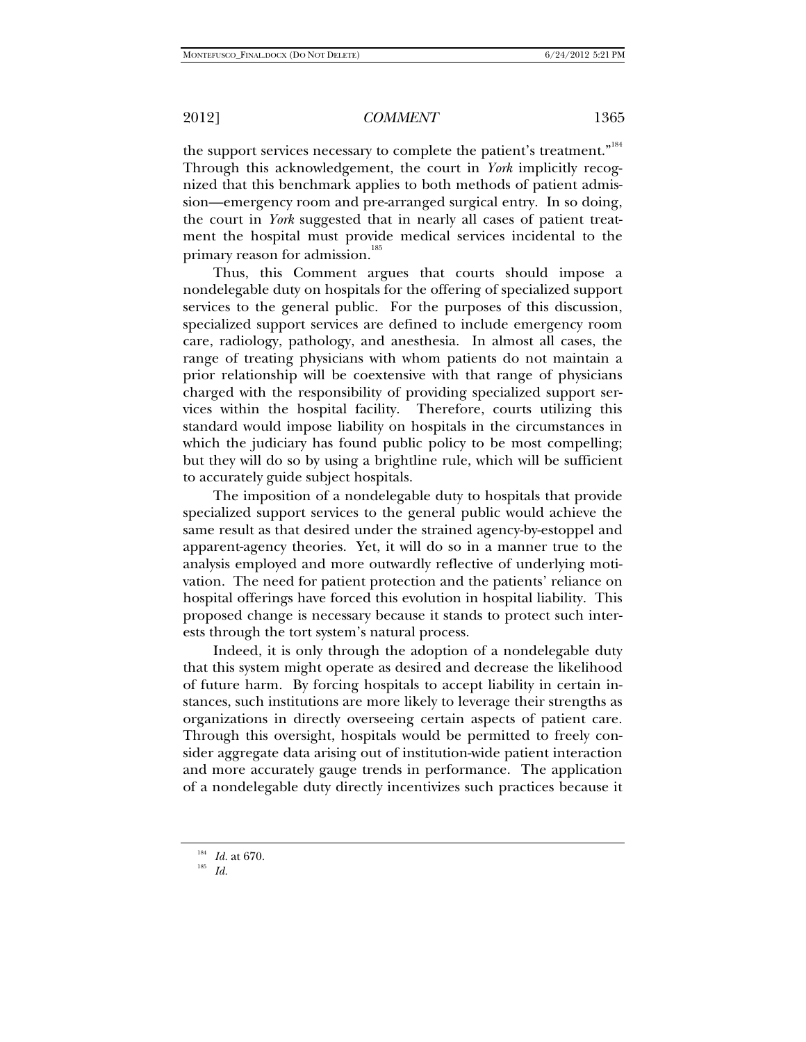the support services necessary to complete the patient's treatment."[184] Through this acknowledgement, the court in *York* implicitly recognized that this benchmark applies to both methods of patient admission—emergency room and pre-arranged surgical entry. In so doing, the court in *York* suggested that in nearly all cases of patient treatment the hospital must provide medical services incidental to the primary reason for admission.[185]

Thus, this Comment argues that courts should impose a nondelegable duty on hospitals for the offering of specialized support services to the general public. For the purposes of this discussion, specialized support services are defined to include emergency room care, radiology, pathology, and anesthesia. In almost all cases, the range of treating physicians with whom patients do not maintain a prior relationship will be coextensive with that range of physicians charged with the responsibility of providing specialized support services within the hospital facility. Therefore, courts utilizing this standard would impose liability on hospitals in the circumstances in which the judiciary has found public policy to be most compelling; but they will do so by using a brightline rule, which will be sufficient to accurately guide subject hospitals.

The imposition of a nondelegable duty to hospitals that provide specialized support services to the general public would achieve the same result as that desired under the strained agency-by-estoppel and apparent-agency theories. Yet, it will do so in a manner true to the analysis employed and more outwardly reflective of underlying motivation. The need for patient protection and the patients' reliance on hospital offerings have forced this evolution in hospital liability. This proposed change is necessary because it stands to protect such interests through the tort system's natural process.

Indeed, it is only through the adoption of a nondelegable duty that this system might operate as desired and decrease the likelihood of future harm. By forcing hospitals to accept liability in certain instances, such institutions are more likely to leverage their strengths as organizations in directly overseeing certain aspects of patient care. Through this oversight, hospitals would be permitted to freely consider aggregate data arising out of institution-wide patient interaction and more accurately gauge trends in performance. The application of a nondelegable duty directly incentivizes such practices because it

---

[184] *Id.* at 670.

[185] *Id.*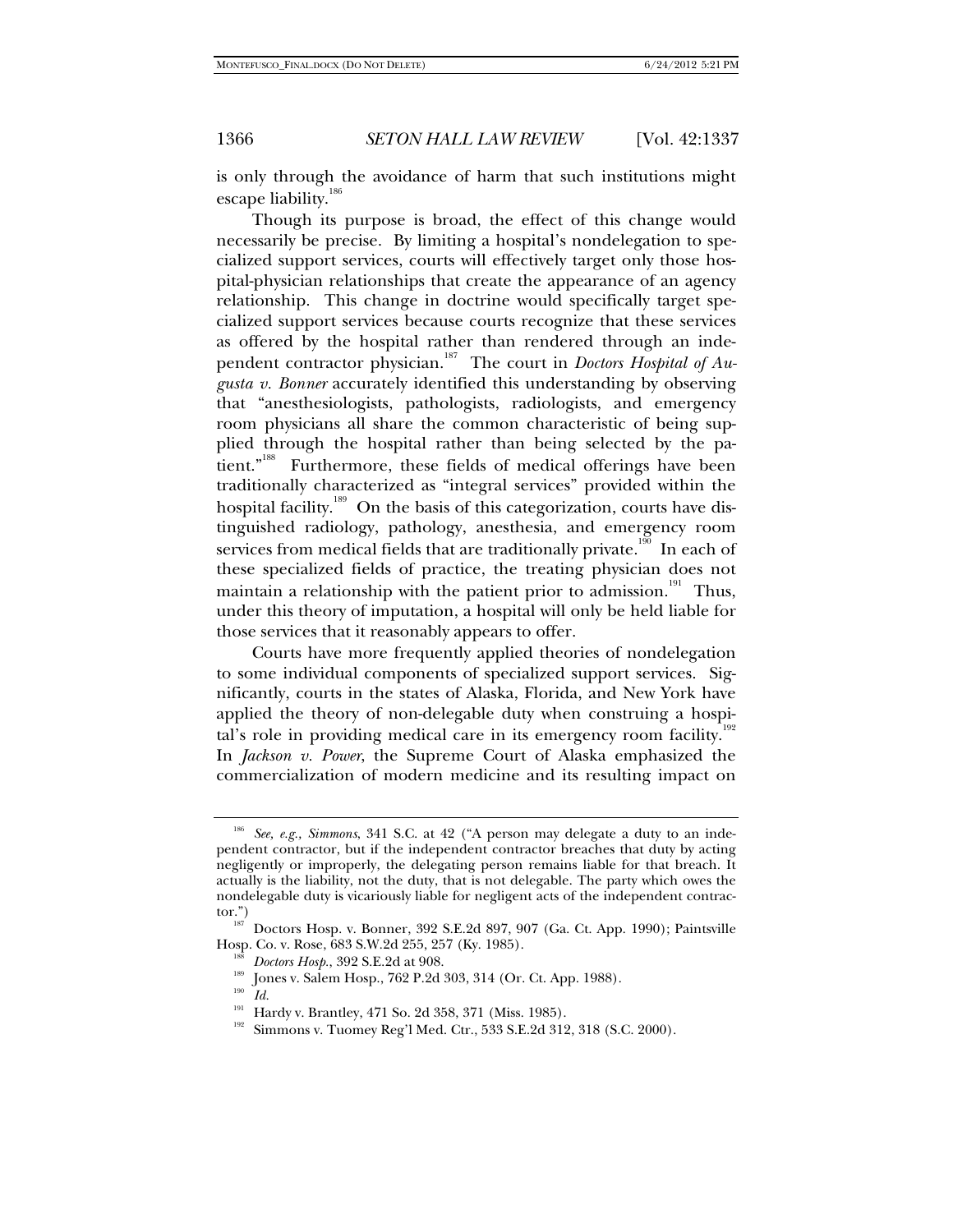is only through the avoidance of harm that such institutions might escape liability.[186]

Though its purpose is broad, the effect of this change would necessarily be precise. By limiting a hospital's nondelegation to specialized support services, courts will effectively target only those hospital-physician relationships that create the appearance of an agency relationship. This change in doctrine would specifically target specialized support services because courts recognize that these services as offered by the hospital rather than rendered through an independent contractor physician.[187] The court in *Doctors Hospital of Augusta v. Bonner* accurately identified this understanding by observing that "anesthesiologists, pathologists, radiologists, and emergency room physicians all share the common characteristic of being supplied through the hospital rather than being selected by the patient."[188] Furthermore, these fields of medical offerings have been traditionally characterized as "integral services" provided within the hospital facility.[189] On the basis of this categorization, courts have distinguished radiology, pathology, anesthesia, and emergency room services from medical fields that are traditionally private.[190] In each of these specialized fields of practice, the treating physician does not maintain a relationship with the patient prior to admission.[191] Thus, under this theory of imputation, a hospital will only be held liable for those services that it reasonably appears to offer.

Courts have more frequently applied theories of nondelegation to some individual components of specialized support services. Significantly, courts in the states of Alaska, Florida, and New York have applied the theory of non-delegable duty when construing a hospital's role in providing medical care in its emergency room facility.[192] In *Jackson v. Power*, the Supreme Court of Alaska emphasized the commercialization of modern medicine and its resulting impact on

---

[186] *See, e.g.*, *Simmons*, 341 S.C. at 42 ("A person may delegate a duty to an independent contractor, but if the independent contractor breaches that duty by acting negligently or improperly, the delegating person remains liable for that breach. It actually is the liability, not the duty, that is not delegable. The party which owes the nondelegable duty is vicariously liable for negligent acts of the independent contractor.")

[187] Doctors Hosp. v. Bonner, 392 S.E.2d 897, 907 (Ga. Ct. App. 1990); Paintsville Hosp. Co. v. Rose, 683 S.W.2d 255, 257 (Ky. 1985).

[188] *Doctors Hosp.*, 392 S.E.2d at 908.

[189] Jones v. Salem Hosp., 762 P.2d 303, 314 (Or. Ct. App. 1988).

[190] *Id.*

[191] Hardy v. Brantley, 471 So. 2d 358, 371 (Miss. 1985).

[192] Simmons v. Tuomey Reg'l Med. Ctr., 533 S.E.2d 312, 318 (S.C. 2000).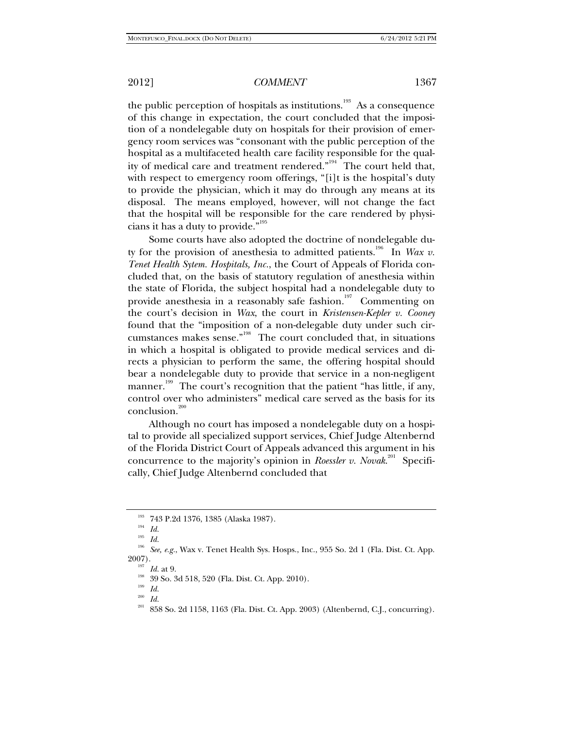the public perception of hospitals as institutions.[193] As a consequence of this change in expectation, the court concluded that the imposition of a nondelegable duty on hospitals for their provision of emergency room services was "consonant with the public perception of the hospital as a multifaceted health care facility responsible for the quality of medical care and treatment rendered."[194] The court held that, with respect to emergency room offerings, "[i]t is the hospital's duty to provide the physician, which it may do through any means at its disposal. The means employed, however, will not change the fact that the hospital will be responsible for the care rendered by physicians it has a duty to provide."[195]

Some courts have also adopted the doctrine of nondelegable duty for the provision of anesthesia to admitted patients.[196] In *Wax v. Tenet Health Sytem. Hospitals, Inc.*, the Court of Appeals of Florida concluded that, on the basis of statutory regulation of anesthesia within the state of Florida, the subject hospital had a nondelegable duty to provide anesthesia in a reasonably safe fashion.[197] Commenting on the court's decision in *Wax*, the court in *Kristensen-Kepler v. Cooney* found that the "imposition of a non-delegable duty under such circumstances makes sense."[198] The court concluded that, in situations in which a hospital is obligated to provide medical services and directs a physician to perform the same, the offering hospital should bear a nondelegable duty to provide that service in a non-negligent manner.[199] The court's recognition that the patient "has little, if any, control over who administers" medical care served as the basis for its conclusion.[200]

Although no court has imposed a nondelegable duty on a hospital to provide all specialized support services, Chief Judge Altenbernd of the Florida District Court of Appeals advanced this argument in his concurrence to the majority's opinion in *Roessler v. Novak*.[201] Specifically, Chief Judge Altenbernd concluded that

---

[193] 743 P.2d 1376, 1385 (Alaska 1987).

[194] *Id.*

[195] *Id.*

[196] *See, e.g.*, Wax v. Tenet Health Sys. Hosps., Inc., 955 So. 2d 1 (Fla. Dist. Ct. App. 2007).

[197] *Id.* at 9.

[198] 39 So. 3d 518, 520 (Fla. Dist. Ct. App. 2010).

[199] *Id.*

[200] *Id.*

[201] 858 So. 2d 1158, 1163 (Fla. Dist. Ct. App. 2003) (Altenbernd, C.J., concurring).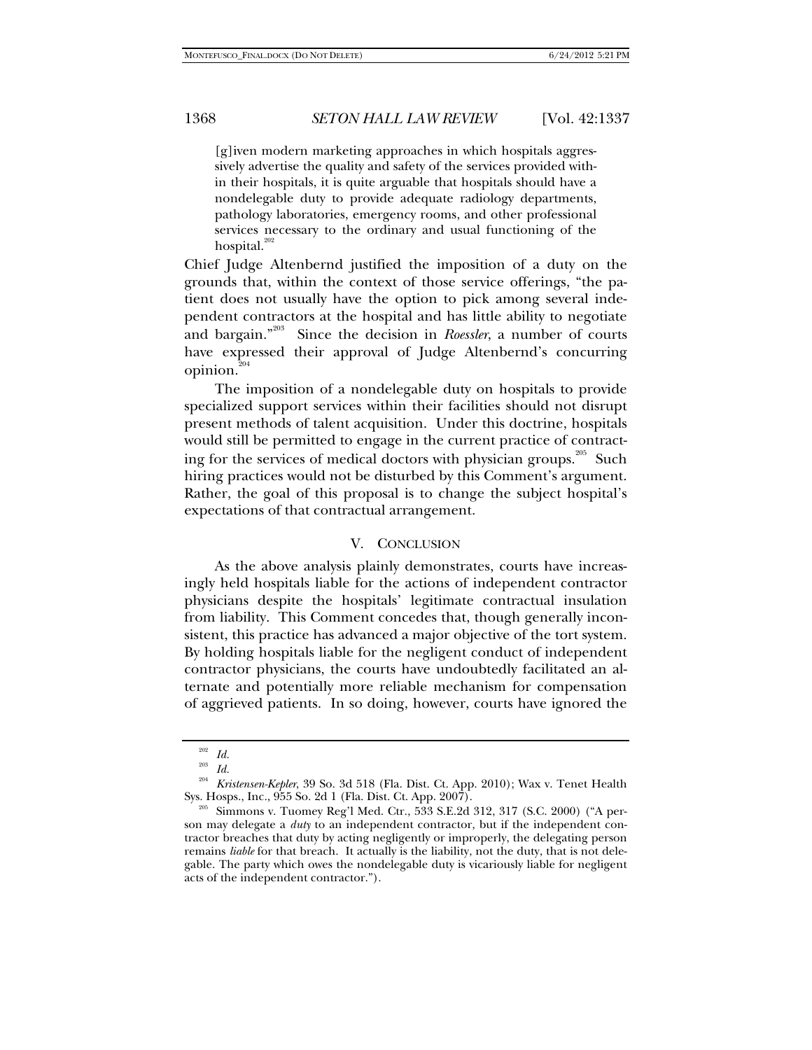> [g]iven modern marketing approaches in which hospitals aggressively advertise the quality and safety of the services provided within their hospitals, it is quite arguable that hospitals should have a nondelegable duty to provide adequate radiology departments, pathology laboratories, emergency rooms, and other professional services necessary to the ordinary and usual functioning of the hospital.[202]

Chief Judge Altenbernd justified the imposition of a duty on the grounds that, within the context of those service offerings, "the patient does not usually have the option to pick among several independent contractors at the hospital and has little ability to negotiate and bargain."[203] Since the decision in *Roessler*, a number of courts have expressed their approval of Judge Altenbernd's concurring opinion.[204]

The imposition of a nondelegable duty on hospitals to provide specialized support services within their facilities should not disrupt present methods of talent acquisition. Under this doctrine, hospitals would still be permitted to engage in the current practice of contracting for the services of medical doctors with physician groups.[205] Such hiring practices would not be disturbed by this Comment's argument. Rather, the goal of this proposal is to change the subject hospital's expectations of that contractual arrangement.

## V. CONCLUSION

As the above analysis plainly demonstrates, courts have increasingly held hospitals liable for the actions of independent contractor physicians despite the hospitals' legitimate contractual insulation from liability. This Comment concedes that, though generally inconsistent, this practice has advanced a major objective of the tort system. By holding hospitals liable for the negligent conduct of independent contractor physicians, the courts have undoubtedly facilitated an alternate and potentially more reliable mechanism for compensation of aggrieved patients. In so doing, however, courts have ignored the

---

[202] *Id.*

[203] *Id.*

[204] *Kristensen-Kepler*, 39 So. 3d 518 (Fla. Dist. Ct. App. 2010); Wax v. Tenet Health Sys. Hosps., Inc., 955 So. 2d 1 (Fla. Dist. Ct. App. 2007).

[205] Simmons v. Tuomey Reg'l Med. Ctr., 533 S.E.2d 312, 317 (S.C. 2000) ("A person may delegate a *duty* to an independent contractor, but if the independent contractor breaches that duty by acting negligently or improperly, the delegating person remains *liable* for that breach. It actually is the liability, not the duty, that is not delegable. The party which owes the nondelegable duty is vicariously liable for negligent acts of the independent contractor.").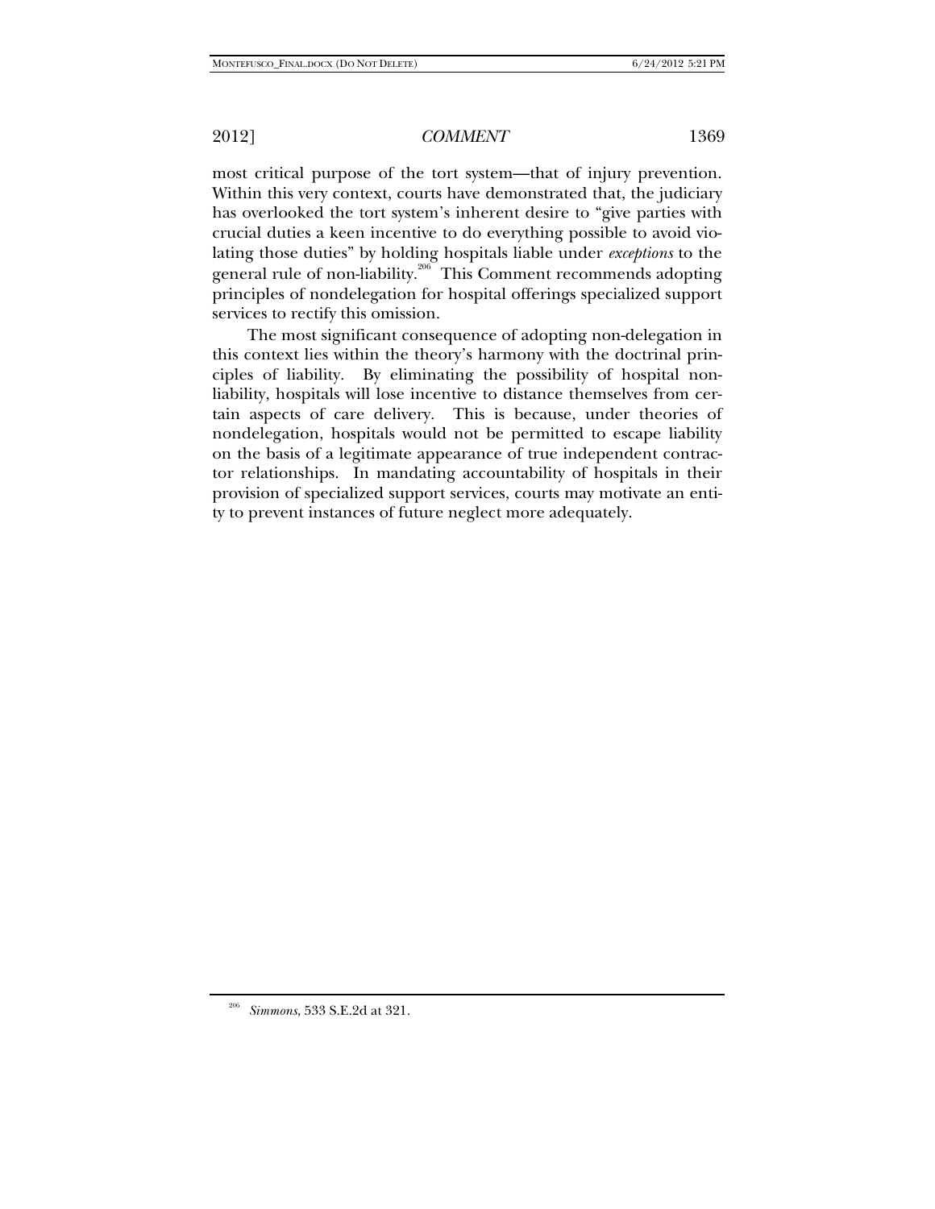most critical purpose of the tort system—that of injury prevention. Within this very context, courts have demonstrated that, the judiciary has overlooked the tort system's inherent desire to "give parties with crucial duties a keen incentive to do everything possible to avoid violating those duties" by holding hospitals liable under *exceptions* to the general rule of non-liability.[206] This Comment recommends adopting principles of nondelegation for hospital offerings specialized support services to rectify this omission.

The most significant consequence of adopting non-delegation in this context lies within the theory's harmony with the doctrinal principles of liability. By eliminating the possibility of hospital non-liability, hospitals will lose incentive to distance themselves from certain aspects of care delivery. This is because, under theories of nondelegation, hospitals would not be permitted to escape liability on the basis of a legitimate appearance of true independent contractor relationships. In mandating accountability of hospitals in their provision of specialized support services, courts may motivate an entity to prevent instances of future neglect more adequately.

[206] *Simmons*, 533 S.E.2d at 321.